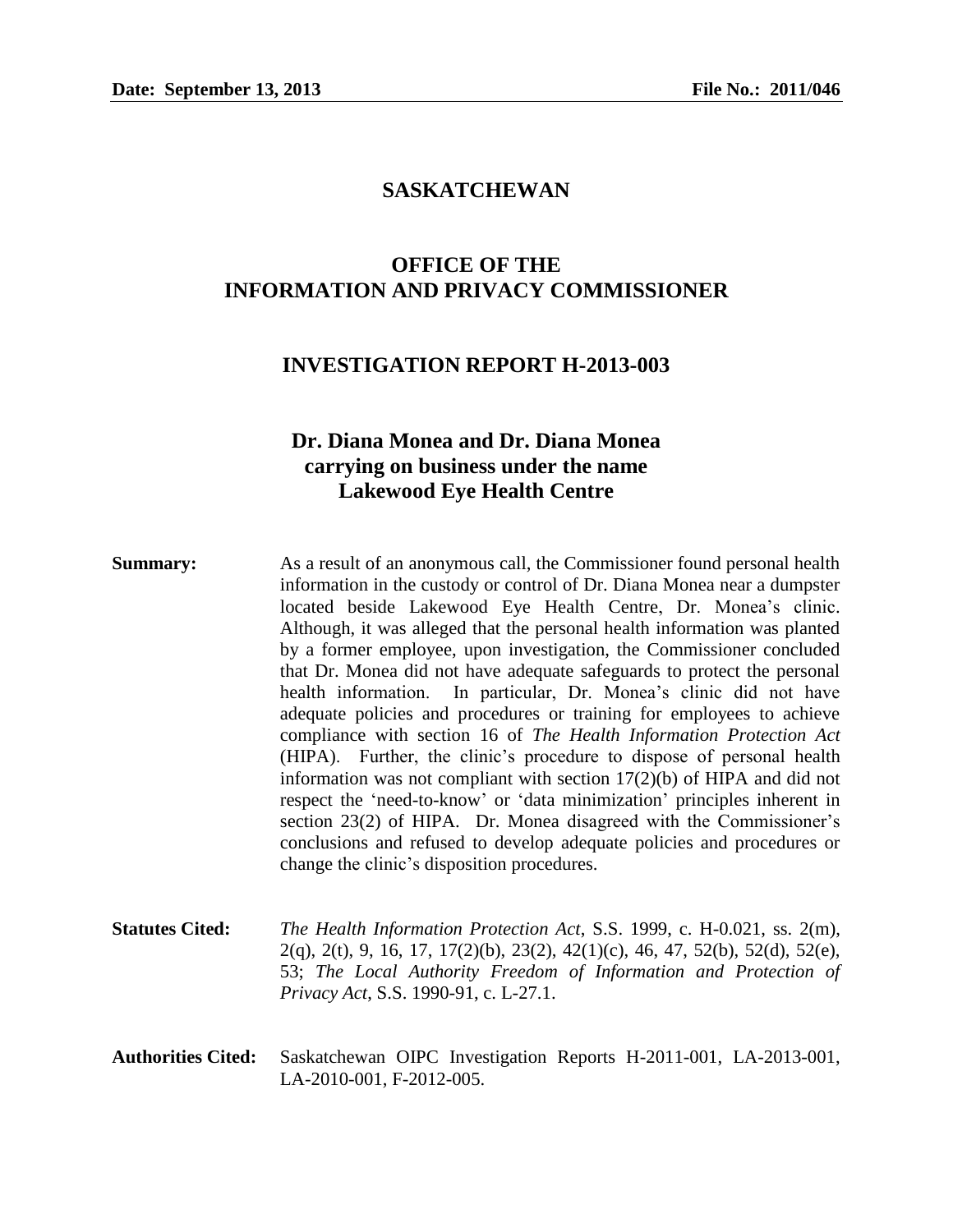**Date: September 13, 2013** **File No.: 2011/046**

# SASKATCHEWAN

# OFFICE OF THE INFORMATION AND PRIVACY COMMISSIONER

## INVESTIGATION REPORT H-2013-003

## Dr. Diana Monea and Dr. Diana Monea carrying on business under the name Lakewood Eye Health Centre

**Summary:** As a result of an anonymous call, the Commissioner found personal health information in the custody or control of Dr. Diana Monea near a dumpster located beside Lakewood Eye Health Centre, Dr. Monea's clinic. Although, it was alleged that the personal health information was planted by a former employee, upon investigation, the Commissioner concluded that Dr. Monea did not have adequate safeguards to protect the personal health information. In particular, Dr. Monea's clinic did not have adequate policies and procedures or training for employees to achieve compliance with section 16 of *The Health Information Protection Act* (HIPA). Further, the clinic's procedure to dispose of personal health information was not compliant with section 17(2)(b) of HIPA and did not respect the 'need-to-know' or 'data minimization' principles inherent in section 23(2) of HIPA. Dr. Monea disagreed with the Commissioner's conclusions and refused to develop adequate policies and procedures or change the clinic's disposition procedures.

**Statutes Cited:** *The Health Information Protection Act*, S.S. 1999, c. H-0.021, ss. 2(m), 2(q), 2(t), 9, 16, 17, 17(2)(b), 23(2), 42(1)(c), 46, 47, 52(b), 52(d), 52(e), 53; *The Local Authority Freedom of Information and Protection of Privacy Act*, S.S. 1990-91, c. L-27.1.

**Authorities Cited:** Saskatchewan OIPC Investigation Reports H-2011-001, LA-2013-001, LA-2010-001, F-2012-005.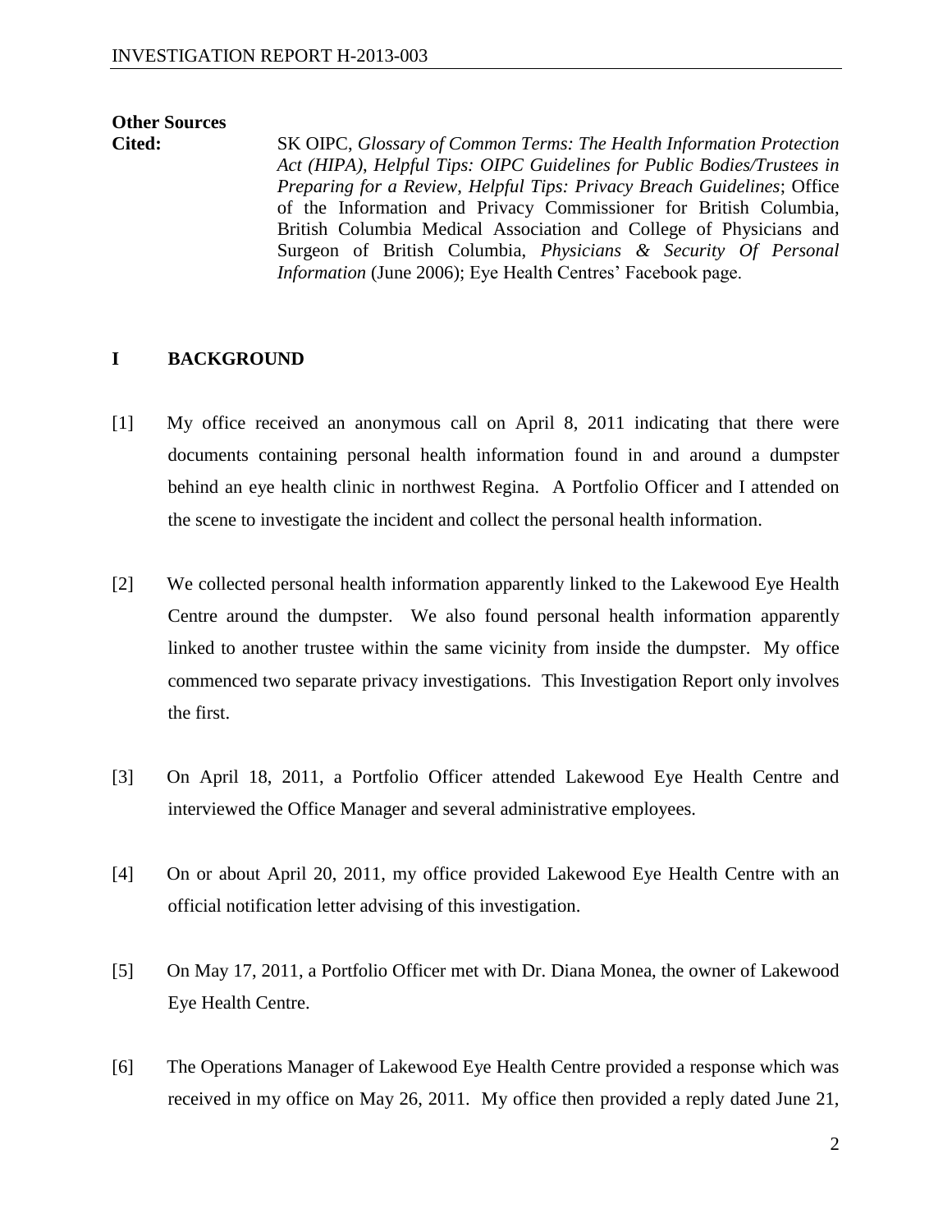**Other Sources Cited:** SK OIPC, *Glossary of Common Terms: The Health Information Protection Act (HIPA)*, *Helpful Tips: OIPC Guidelines for Public Bodies/Trustees in Preparing for a Review*, *Helpful Tips: Privacy Breach Guidelines*; Office of the Information and Privacy Commissioner for British Columbia, British Columbia Medical Association and College of Physicians and Surgeon of British Columbia, *Physicians & Security Of Personal Information* (June 2006); Eye Health Centres' Facebook page.

## I BACKGROUND

[1] My office received an anonymous call on April 8, 2011 indicating that there were documents containing personal health information found in and around a dumpster behind an eye health clinic in northwest Regina. A Portfolio Officer and I attended on the scene to investigate the incident and collect the personal health information.

[2] We collected personal health information apparently linked to the Lakewood Eye Health Centre around the dumpster. We also found personal health information apparently linked to another trustee within the same vicinity from inside the dumpster. My office commenced two separate privacy investigations. This Investigation Report only involves the first.

[3] On April 18, 2011, a Portfolio Officer attended Lakewood Eye Health Centre and interviewed the Office Manager and several administrative employees.

[4] On or about April 20, 2011, my office provided Lakewood Eye Health Centre with an official notification letter advising of this investigation.

[5] On May 17, 2011, a Portfolio Officer met with Dr. Diana Monea, the owner of Lakewood Eye Health Centre.

[6] The Operations Manager of Lakewood Eye Health Centre provided a response which was received in my office on May 26, 2011. My office then provided a reply dated June 21,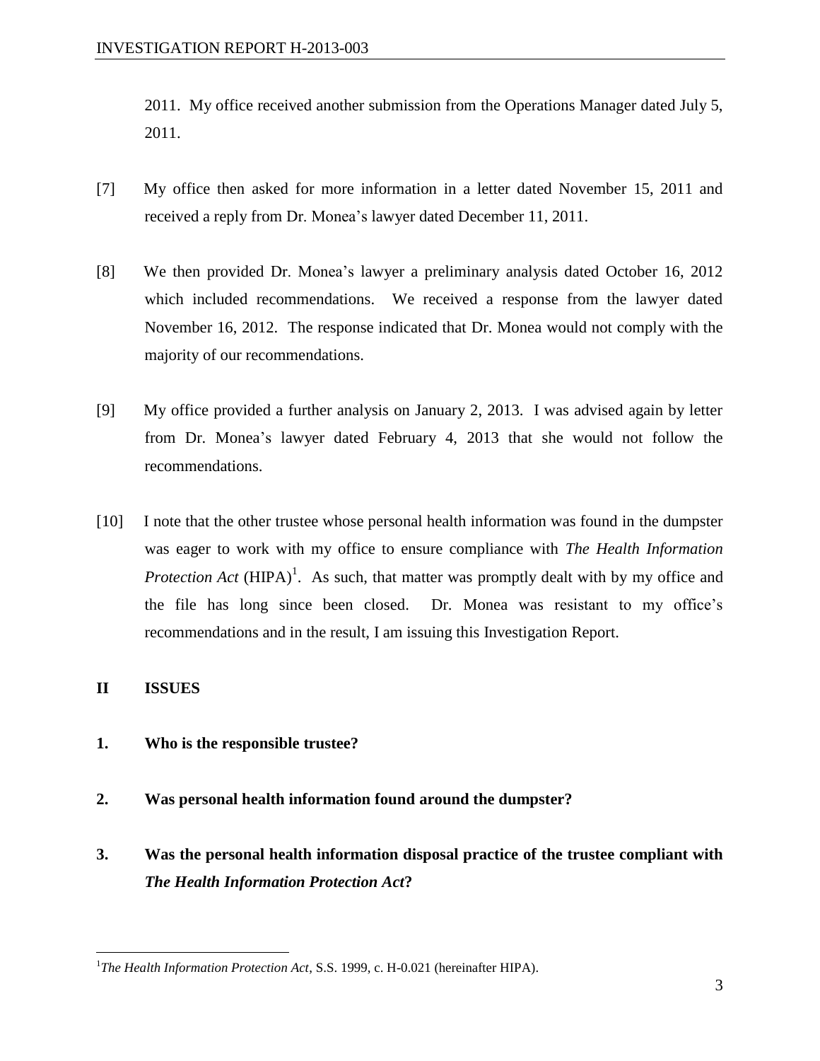2011. My office received another submission from the Operations Manager dated July 5, 2011.

[7] My office then asked for more information in a letter dated November 15, 2011 and received a reply from Dr. Monea's lawyer dated December 11, 2011.

[8] We then provided Dr. Monea's lawyer a preliminary analysis dated October 16, 2012 which included recommendations. We received a response from the lawyer dated November 16, 2012. The response indicated that Dr. Monea would not comply with the majority of our recommendations.

[9] My office provided a further analysis on January 2, 2013. I was advised again by letter from Dr. Monea's lawyer dated February 4, 2013 that she would not follow the recommendations.

[10] I note that the other trustee whose personal health information was found in the dumpster was eager to work with my office to ensure compliance with *The Health Information Protection Act* (HIPA)[1]. As such, that matter was promptly dealt with by my office and the file has long since been closed. Dr. Monea was resistant to my office's recommendations and in the result, I am issuing this Investigation Report.

## II ISSUES

**1. Who is the responsible trustee?**

**2. Was personal health information found around the dumpster?**

**3. Was the personal health information disposal practice of the trustee compliant with *The Health Information Protection Act*?**

---

[1] *The Health Information Protection Act*, S.S. 1999, c. H-0.021 (hereinafter HIPA).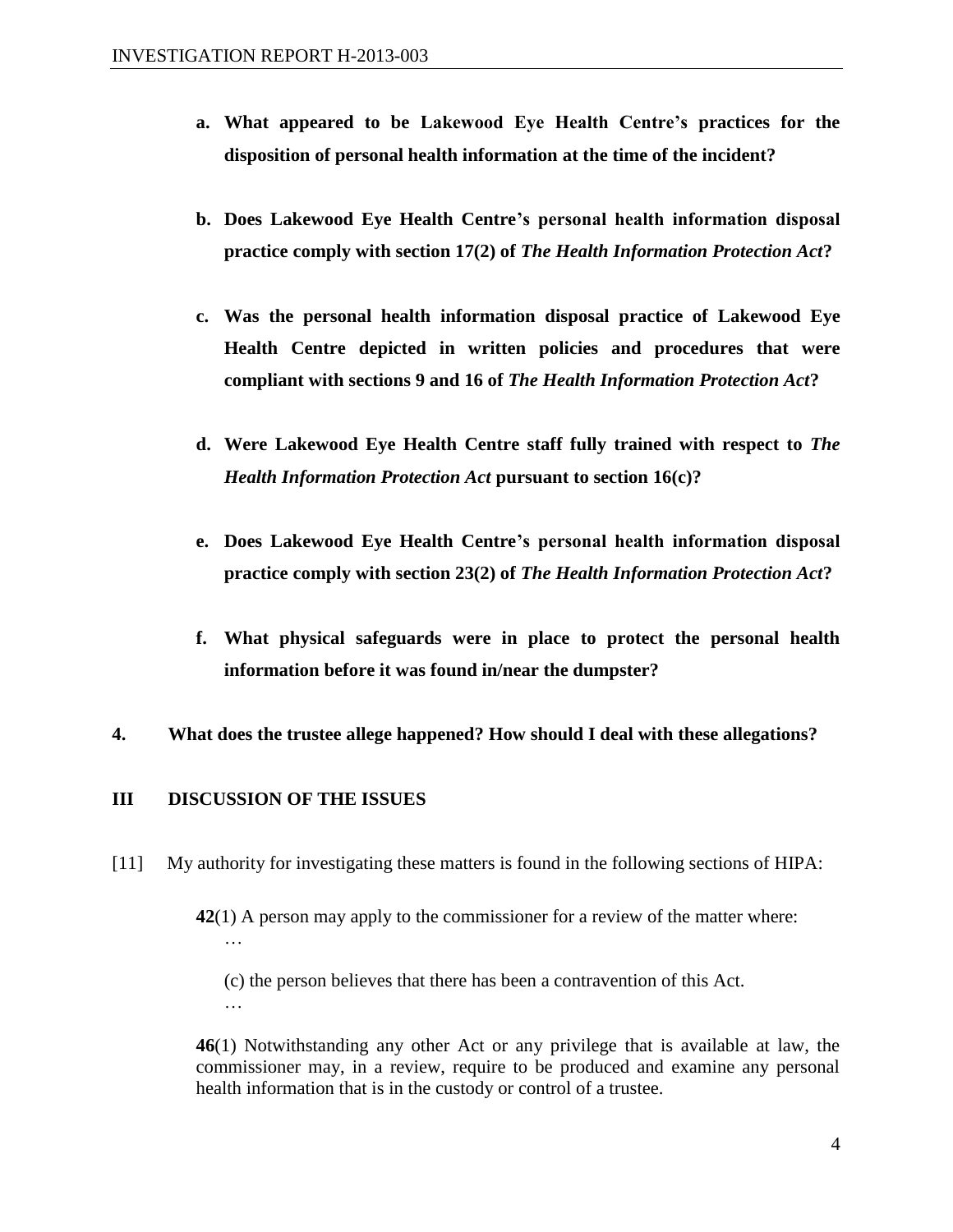a. **What appeared to be Lakewood Eye Health Centre's practices for the disposition of personal health information at the time of the incident?**

b. **Does Lakewood Eye Health Centre's personal health information disposal practice comply with section 17(2) of *The Health Information Protection Act*?**

c. **Was the personal health information disposal practice of Lakewood Eye Health Centre depicted in written policies and procedures that were compliant with sections 9 and 16 of *The Health Information Protection Act*?**

d. **Were Lakewood Eye Health Centre staff fully trained with respect to *The Health Information Protection Act* pursuant to section 16(c)?**

e. **Does Lakewood Eye Health Centre's personal health information disposal practice comply with section 23(2) of *The Health Information Protection Act*?**

f. **What physical safeguards were in place to protect the personal health information before it was found in/near the dumpster?**

**4. What does the trustee allege happened? How should I deal with these allegations?**

## III DISCUSSION OF THE ISSUES

[11] My authority for investigating these matters is found in the following sections of HIPA:

> **42**(1) A person may apply to the commissioner for a review of the matter where:
>
> …
>
> (c) the person believes that there has been a contravention of this Act.
>
> …
>
> **46**(1) Notwithstanding any other Act or any privilege that is available at law, the commissioner may, in a review, require to be produced and examine any personal health information that is in the custody or control of a trustee.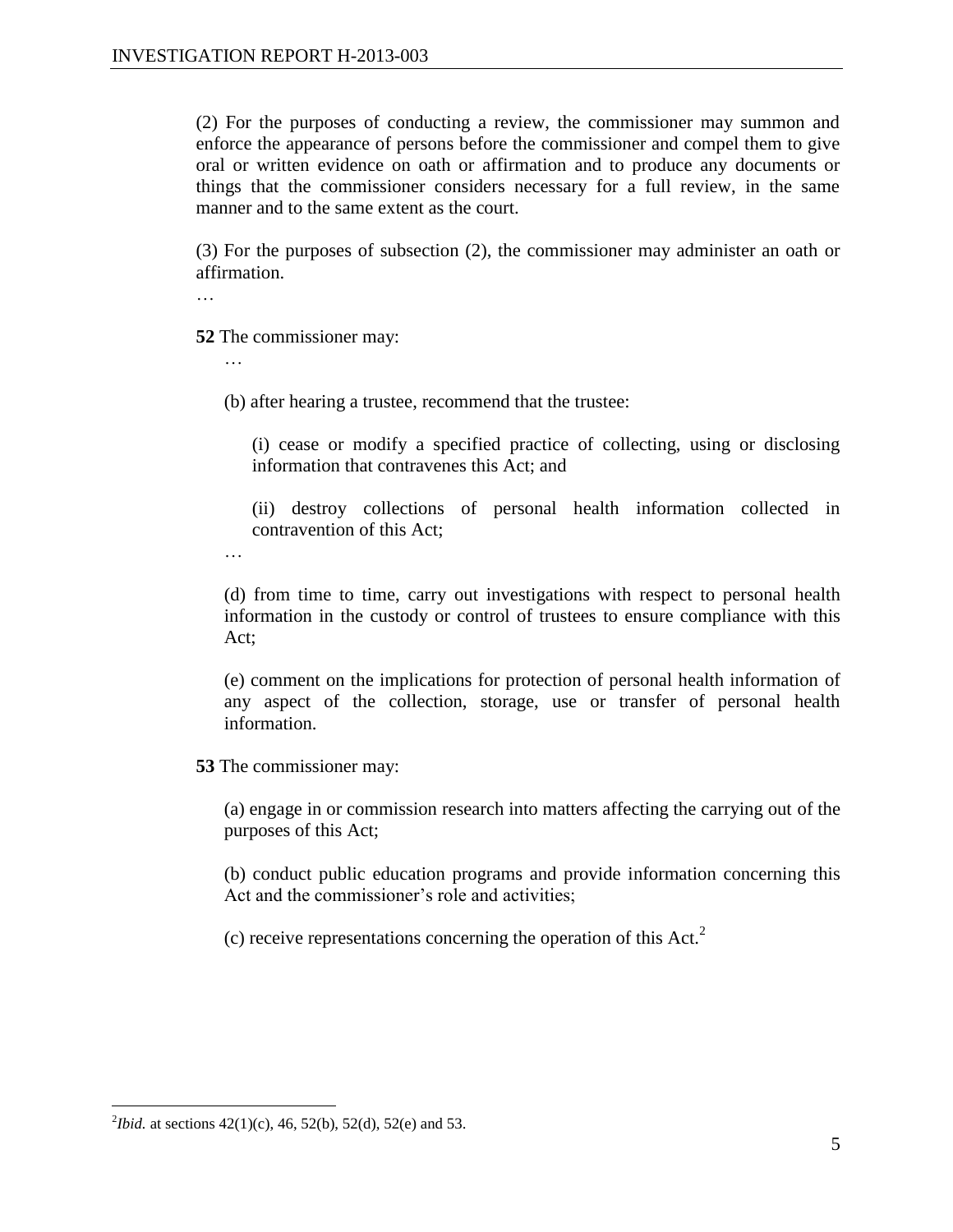(2) For the purposes of conducting a review, the commissioner may summon and enforce the appearance of persons before the commissioner and compel them to give oral or written evidence on oath or affirmation and to produce any documents or things that the commissioner considers necessary for a full review, in the same manner and to the same extent as the court.

(3) For the purposes of subsection (2), the commissioner may administer an oath or affirmation.

…

**52** The commissioner may:

…

(b) after hearing a trustee, recommend that the trustee:

(i) cease or modify a specified practice of collecting, using or disclosing information that contravenes this Act; and

(ii) destroy collections of personal health information collected in contravention of this Act;

…

(d) from time to time, carry out investigations with respect to personal health information in the custody or control of trustees to ensure compliance with this Act;

(e) comment on the implications for protection of personal health information of any aspect of the collection, storage, use or transfer of personal health information.

**53** The commissioner may:

(a) engage in or commission research into matters affecting the carrying out of the purposes of this Act;

(b) conduct public education programs and provide information concerning this Act and the commissioner's role and activities;

(c) receive representations concerning the operation of this Act.[2]

---

[2] *Ibid.* at sections 42(1)(c), 46, 52(b), 52(d), 52(e) and 53.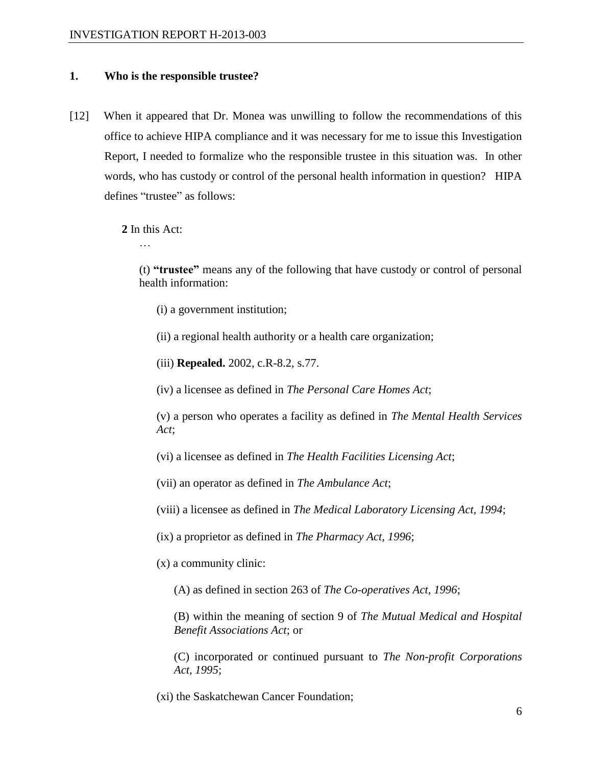## 1. Who is the responsible trustee?

[12] When it appeared that Dr. Monea was unwilling to follow the recommendations of this office to achieve HIPA compliance and it was necessary for me to issue this Investigation Report, I needed to formalize who the responsible trustee in this situation was. In other words, who has custody or control of the personal health information in question? HIPA defines "trustee" as follows:

> **2** In this Act:
>
> …
>
> (t) **"trustee"** means any of the following that have custody or control of personal health information:
>
> (i) a government institution;
>
> (ii) a regional health authority or a health care organization;
>
> (iii) **Repealed.** 2002, c.R-8.2, s.77.
>
> (iv) a licensee as defined in *The Personal Care Homes Act*;
>
> (v) a person who operates a facility as defined in *The Mental Health Services Act*;
>
> (vi) a licensee as defined in *The Health Facilities Licensing Act*;
>
> (vii) an operator as defined in *The Ambulance Act*;
>
> (viii) a licensee as defined in *The Medical Laboratory Licensing Act, 1994*;
>
> (ix) a proprietor as defined in *The Pharmacy Act, 1996*;
>
> (x) a community clinic:
>
> (A) as defined in section 263 of *The Co-operatives Act, 1996*;
>
> (B) within the meaning of section 9 of *The Mutual Medical and Hospital Benefit Associations Act*; or
>
> (C) incorporated or continued pursuant to *The Non-profit Corporations Act, 1995*;
>
> (xi) the Saskatchewan Cancer Foundation;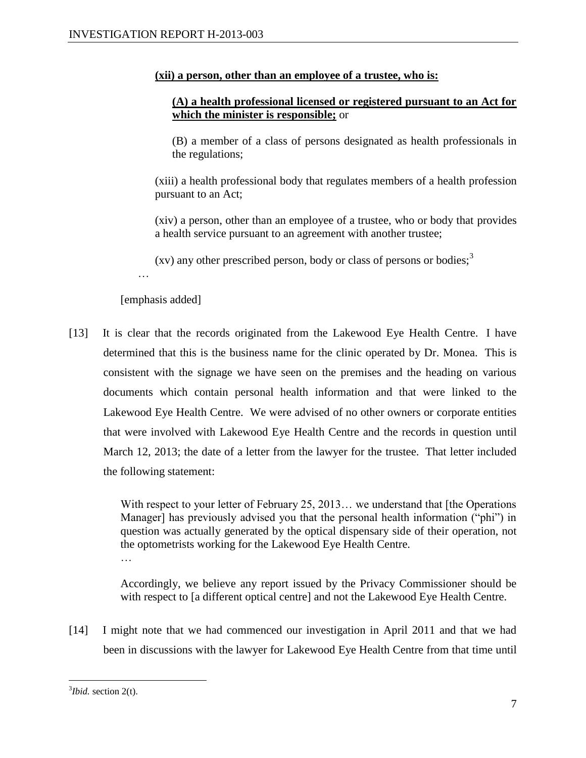**(xii) a person, other than an employee of a trustee, who is:**

> **(A) a health professional licensed or registered pursuant to an Act for which the minister is responsible;** or
>
> (B) a member of a class of persons designated as health professionals in the regulations;

(xiii) a health professional body that regulates members of a health profession pursuant to an Act;

(xiv) a person, other than an employee of a trustee, who or body that provides a health service pursuant to an agreement with another trustee;

(xv) any other prescribed person, body or class of persons or bodies;[3]

…

[emphasis added]

[13] It is clear that the records originated from the Lakewood Eye Health Centre. I have determined that this is the business name for the clinic operated by Dr. Monea. This is consistent with the signage we have seen on the premises and the heading on various documents which contain personal health information and that were linked to the Lakewood Eye Health Centre. We were advised of no other owners or corporate entities that were involved with Lakewood Eye Health Centre and the records in question until March 12, 2013; the date of a letter from the lawyer for the trustee. That letter included the following statement:

> With respect to your letter of February 25, 2013… we understand that [the Operations Manager] has previously advised you that the personal health information ("phi") in question was actually generated by the optical dispensary side of their operation, not the optometrists working for the Lakewood Eye Health Centre.
>
> …
>
> Accordingly, we believe any report issued by the Privacy Commissioner should be with respect to [a different optical centre] and not the Lakewood Eye Health Centre.

[14] I might note that we had commenced our investigation in April 2011 and that we had been in discussions with the lawyer for Lakewood Eye Health Centre from that time until

---

[3] *Ibid.* section 2(t).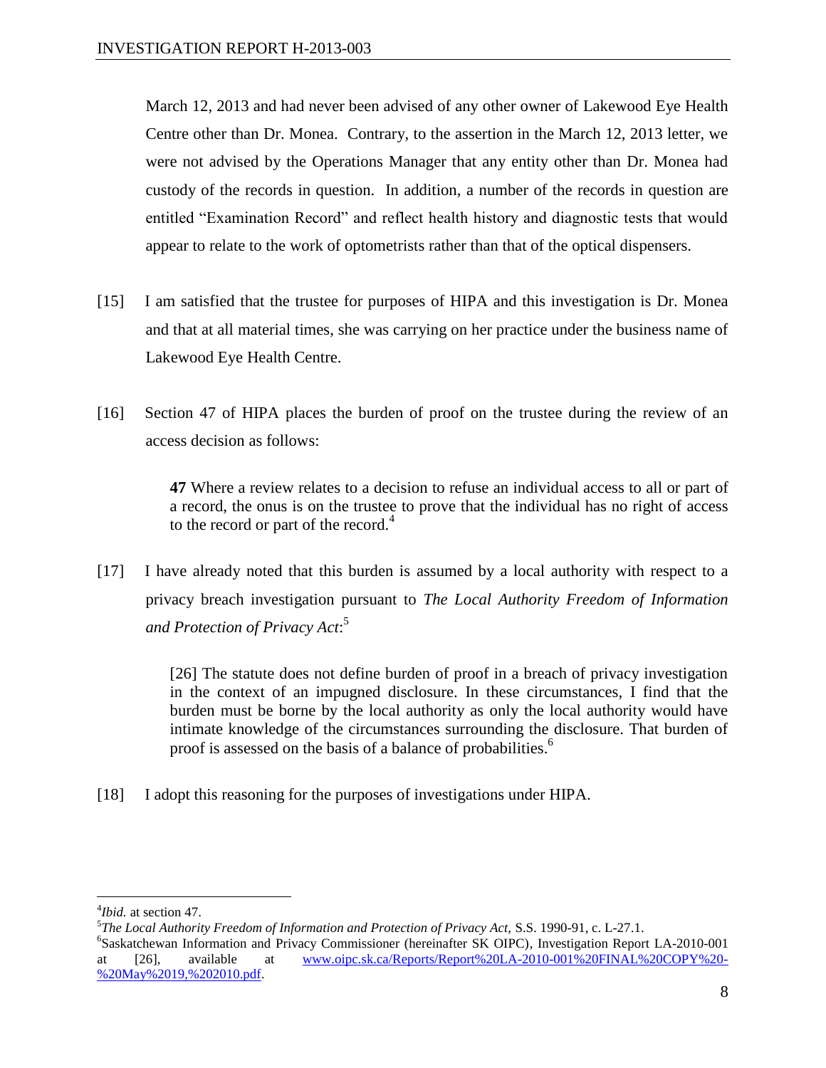March 12, 2013 and had never been advised of any other owner of Lakewood Eye Health Centre other than Dr. Monea. Contrary, to the assertion in the March 12, 2013 letter, we were not advised by the Operations Manager that any entity other than Dr. Monea had custody of the records in question. In addition, a number of the records in question are entitled "Examination Record" and reflect health history and diagnostic tests that would appear to relate to the work of optometrists rather than that of the optical dispensers.

[15] I am satisfied that the trustee for purposes of HIPA and this investigation is Dr. Monea and that at all material times, she was carrying on her practice under the business name of Lakewood Eye Health Centre.

[16] Section 47 of HIPA places the burden of proof on the trustee during the review of an access decision as follows:

> **47** Where a review relates to a decision to refuse an individual access to all or part of a record, the onus is on the trustee to prove that the individual has no right of access to the record or part of the record.[4]

[17] I have already noted that this burden is assumed by a local authority with respect to a privacy breach investigation pursuant to *The Local Authority Freedom of Information and Protection of Privacy Act*:[5]

> [26] The statute does not define burden of proof in a breach of privacy investigation in the context of an impugned disclosure. In these circumstances, I find that the burden must be borne by the local authority as only the local authority would have intimate knowledge of the circumstances surrounding the disclosure. That burden of proof is assessed on the basis of a balance of probabilities.[6]

[18] I adopt this reasoning for the purposes of investigations under HIPA.

---

[4] *Ibid.* at section 47.

[5] *The Local Authority Freedom of Information and Protection of Privacy Act*, S.S. 1990-91, c. L-27.1.

[6] Saskatchewan Information and Privacy Commissioner (hereinafter SK OIPC), Investigation Report LA-2010-001 at [26], available at www.oipc.sk.ca/Reports/Report%20LA-2010-001%20FINAL%20COPY%20-%20May%2019,%202010.pdf.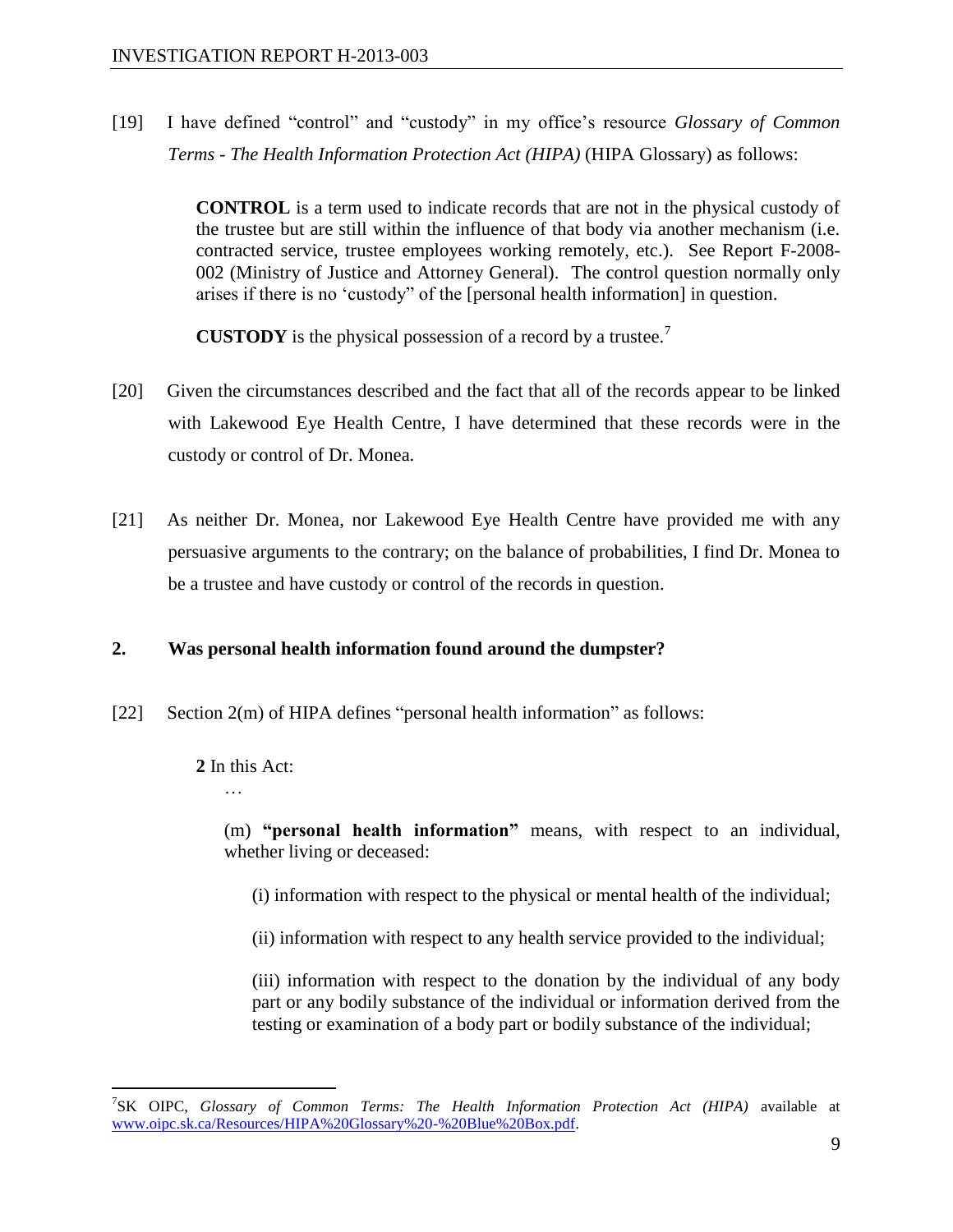[19] I have defined "control" and "custody" in my office's resource *Glossary of Common Terms - The Health Information Protection Act (HIPA)* (HIPA Glossary) as follows:

> **CONTROL** is a term used to indicate records that are not in the physical custody of the trustee but are still within the influence of that body via another mechanism (i.e. contracted service, trustee employees working remotely, etc.). See Report F-2008-002 (Ministry of Justice and Attorney General). The control question normally only arises if there is no 'custody" of the [personal health information] in question.
>
> **CUSTODY** is the physical possession of a record by a trustee.[7]

[20] Given the circumstances described and the fact that all of the records appear to be linked with Lakewood Eye Health Centre, I have determined that these records were in the custody or control of Dr. Monea.

[21] As neither Dr. Monea, nor Lakewood Eye Health Centre have provided me with any persuasive arguments to the contrary; on the balance of probabilities, I find Dr. Monea to be a trustee and have custody or control of the records in question.

## 2. Was personal health information found around the dumpster?

[22] Section 2(m) of HIPA defines "personal health information" as follows:

> **2** In this Act:
>
> …
>
> (m) **"personal health information"** means, with respect to an individual, whether living or deceased:
>
> (i) information with respect to the physical or mental health of the individual;
>
> (ii) information with respect to any health service provided to the individual;
>
> (iii) information with respect to the donation by the individual of any body part or any bodily substance of the individual or information derived from the testing or examination of a body part or bodily substance of the individual;

---

[7] SK OIPC, *Glossary of Common Terms: The Health Information Protection Act (HIPA)* available at www.oipc.sk.ca/Resources/HIPA%20Glossary%20-%20Blue%20Box.pdf.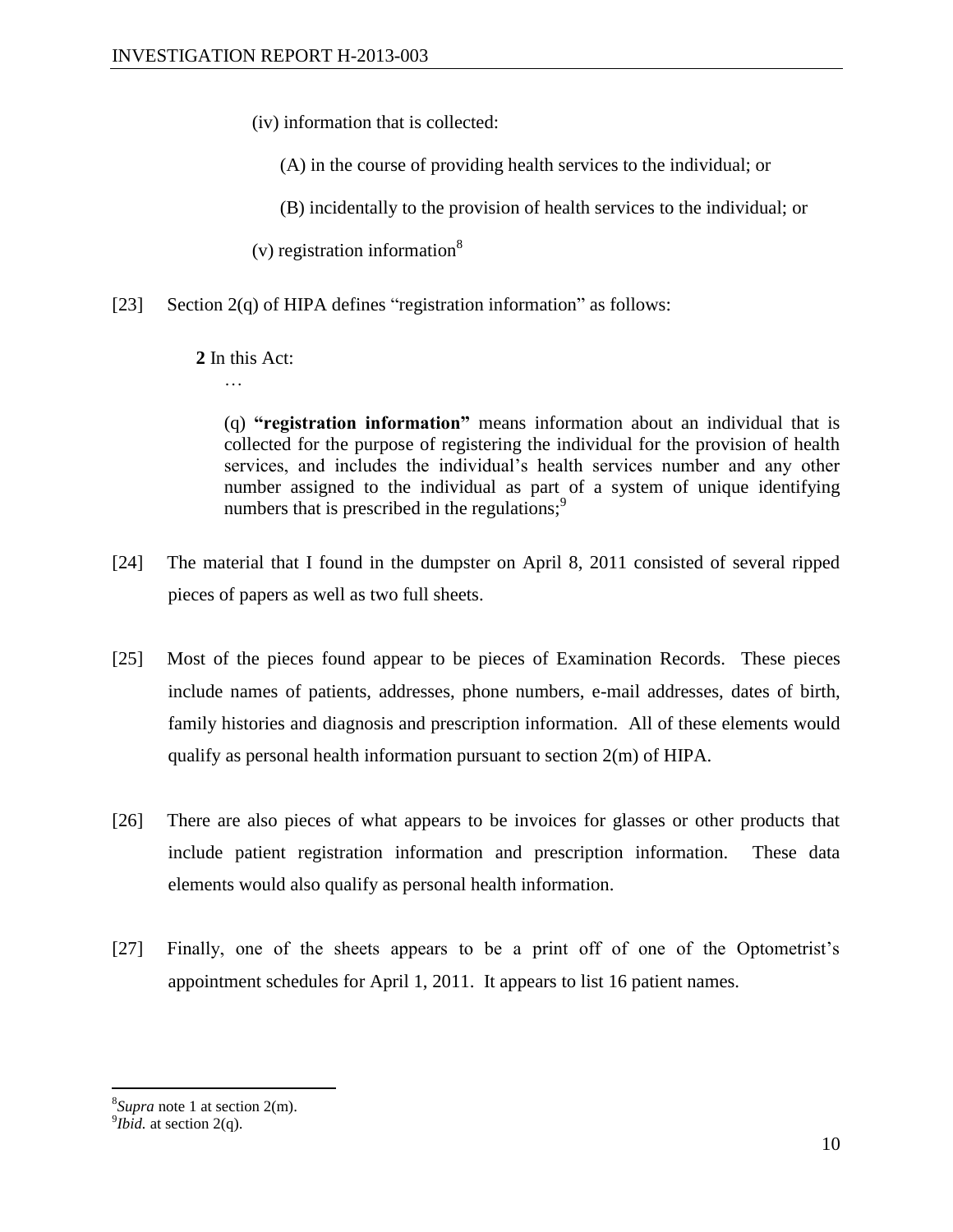(iv) information that is collected:

(A) in the course of providing health services to the individual; or

(B) incidentally to the provision of health services to the individual; or

(v) registration information[8]

[23] Section 2(q) of HIPA defines "registration information" as follows:

> **2** In this Act:
>
> …
>
> (q) **"registration information"** means information about an individual that is collected for the purpose of registering the individual for the provision of health services, and includes the individual's health services number and any other number assigned to the individual as part of a system of unique identifying numbers that is prescribed in the regulations;[9]

[24] The material that I found in the dumpster on April 8, 2011 consisted of several ripped pieces of papers as well as two full sheets.

[25] Most of the pieces found appear to be pieces of Examination Records. These pieces include names of patients, addresses, phone numbers, e-mail addresses, dates of birth, family histories and diagnosis and prescription information. All of these elements would qualify as personal health information pursuant to section 2(m) of HIPA.

[26] There are also pieces of what appears to be invoices for glasses or other products that include patient registration information and prescription information. These data elements would also qualify as personal health information.

[27] Finally, one of the sheets appears to be a print off of one of the Optometrist's appointment schedules for April 1, 2011. It appears to list 16 patient names.

---

[8] *Supra* note 1 at section 2(m).

[9] *Ibid.* at section 2(q).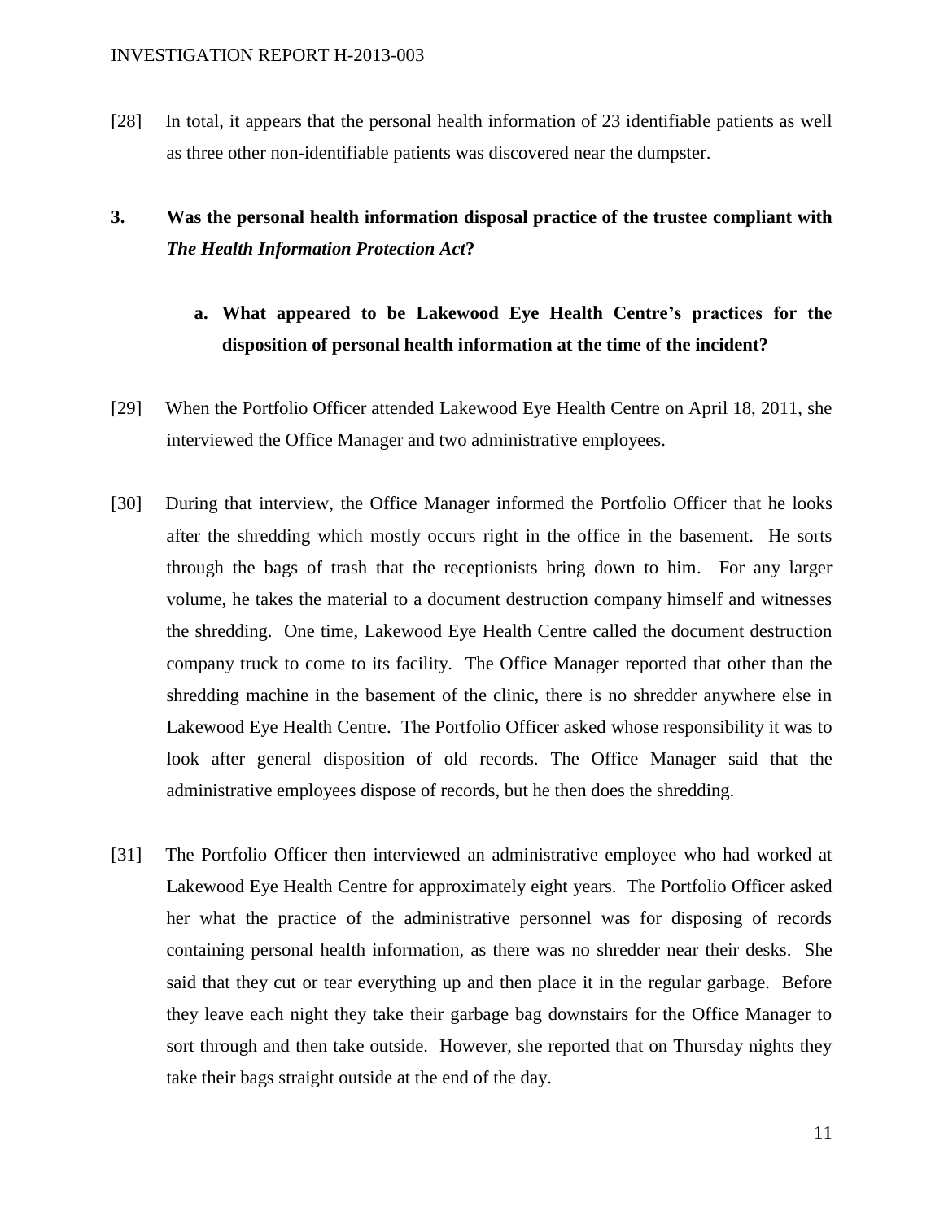[28] In total, it appears that the personal health information of 23 identifiable patients as well as three other non-identifiable patients was discovered near the dumpster.

## 3. Was the personal health information disposal practice of the trustee compliant with *The Health Information Protection Act*?

### a. What appeared to be Lakewood Eye Health Centre's practices for the disposition of personal health information at the time of the incident?

[29] When the Portfolio Officer attended Lakewood Eye Health Centre on April 18, 2011, she interviewed the Office Manager and two administrative employees.

[30] During that interview, the Office Manager informed the Portfolio Officer that he looks after the shredding which mostly occurs right in the office in the basement. He sorts through the bags of trash that the receptionists bring down to him. For any larger volume, he takes the material to a document destruction company himself and witnesses the shredding. One time, Lakewood Eye Health Centre called the document destruction company truck to come to its facility. The Office Manager reported that other than the shredding machine in the basement of the clinic, there is no shredder anywhere else in Lakewood Eye Health Centre. The Portfolio Officer asked whose responsibility it was to look after general disposition of old records. The Office Manager said that the administrative employees dispose of records, but he then does the shredding.

[31] The Portfolio Officer then interviewed an administrative employee who had worked at Lakewood Eye Health Centre for approximately eight years. The Portfolio Officer asked her what the practice of the administrative personnel was for disposing of records containing personal health information, as there was no shredder near their desks. She said that they cut or tear everything up and then place it in the regular garbage. Before they leave each night they take their garbage bag downstairs for the Office Manager to sort through and then take outside. However, she reported that on Thursday nights they take their bags straight outside at the end of the day.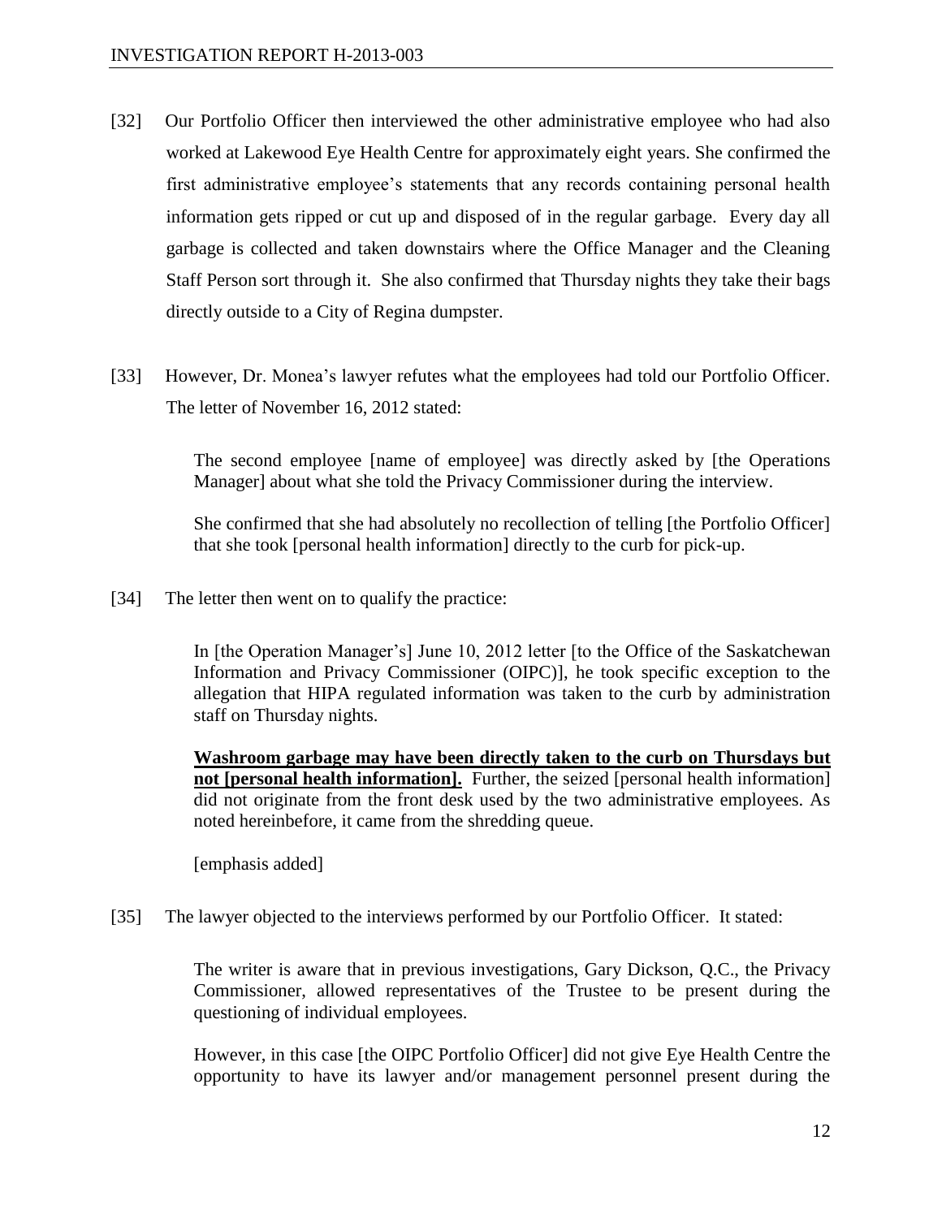[32] Our Portfolio Officer then interviewed the other administrative employee who had also worked at Lakewood Eye Health Centre for approximately eight years. She confirmed the first administrative employee's statements that any records containing personal health information gets ripped or cut up and disposed of in the regular garbage. Every day all garbage is collected and taken downstairs where the Office Manager and the Cleaning Staff Person sort through it. She also confirmed that Thursday nights they take their bags directly outside to a City of Regina dumpster.

[33] However, Dr. Monea's lawyer refutes what the employees had told our Portfolio Officer. The letter of November 16, 2012 stated:

> The second employee [name of employee] was directly asked by [the Operations Manager] about what she told the Privacy Commissioner during the interview.
>
> She confirmed that she had absolutely no recollection of telling [the Portfolio Officer] that she took [personal health information] directly to the curb for pick-up.

[34] The letter then went on to qualify the practice:

> In [the Operation Manager's] June 10, 2012 letter [to the Office of the Saskatchewan Information and Privacy Commissioner (OIPC)], he took specific exception to the allegation that HIPA regulated information was taken to the curb by administration staff on Thursday nights.
>
> <u>**Washroom garbage may have been directly taken to the curb on Thursdays but not [personal health information].**</u> Further, the seized [personal health information] did not originate from the front desk used by the two administrative employees. As noted hereinbefore, it came from the shredding queue.
>
> [emphasis added]

[35] The lawyer objected to the interviews performed by our Portfolio Officer. It stated:

> The writer is aware that in previous investigations, Gary Dickson, Q.C., the Privacy Commissioner, allowed representatives of the Trustee to be present during the questioning of individual employees.
>
> However, in this case [the OIPC Portfolio Officer] did not give Eye Health Centre the opportunity to have its lawyer and/or management personnel present during the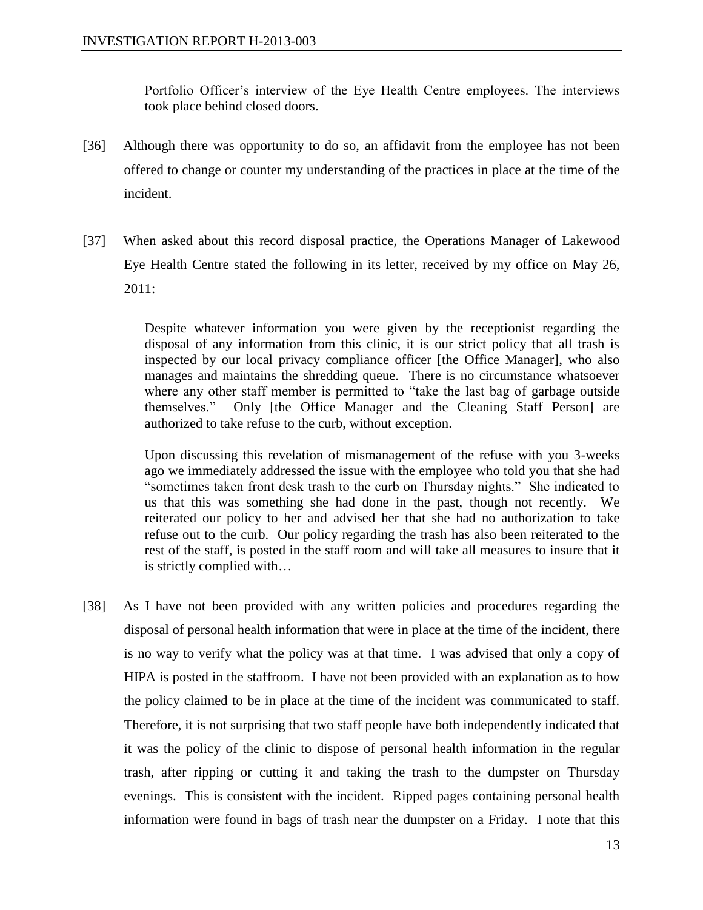Portfolio Officer's interview of the Eye Health Centre employees. The interviews took place behind closed doors.

[36] Although there was opportunity to do so, an affidavit from the employee has not been offered to change or counter my understanding of the practices in place at the time of the incident.

[37] When asked about this record disposal practice, the Operations Manager of Lakewood Eye Health Centre stated the following in its letter, received by my office on May 26, 2011:

> Despite whatever information you were given by the receptionist regarding the disposal of any information from this clinic, it is our strict policy that all trash is inspected by our local privacy compliance officer [the Office Manager], who also manages and maintains the shredding queue. There is no circumstance whatsoever where any other staff member is permitted to "take the last bag of garbage outside themselves." Only [the Office Manager and the Cleaning Staff Person] are authorized to take refuse to the curb, without exception.
>
> Upon discussing this revelation of mismanagement of the refuse with you 3-weeks ago we immediately addressed the issue with the employee who told you that she had "sometimes taken front desk trash to the curb on Thursday nights." She indicated to us that this was something she had done in the past, though not recently. We reiterated our policy to her and advised her that she had no authorization to take refuse out to the curb. Our policy regarding the trash has also been reiterated to the rest of the staff, is posted in the staff room and will take all measures to insure that it is strictly complied with…

[38] As I have not been provided with any written policies and procedures regarding the disposal of personal health information that were in place at the time of the incident, there is no way to verify what the policy was at that time. I was advised that only a copy of HIPA is posted in the staffroom. I have not been provided with an explanation as to how the policy claimed to be in place at the time of the incident was communicated to staff. Therefore, it is not surprising that two staff people have both independently indicated that it was the policy of the clinic to dispose of personal health information in the regular trash, after ripping or cutting it and taking the trash to the dumpster on Thursday evenings. This is consistent with the incident. Ripped pages containing personal health information were found in bags of trash near the dumpster on a Friday. I note that this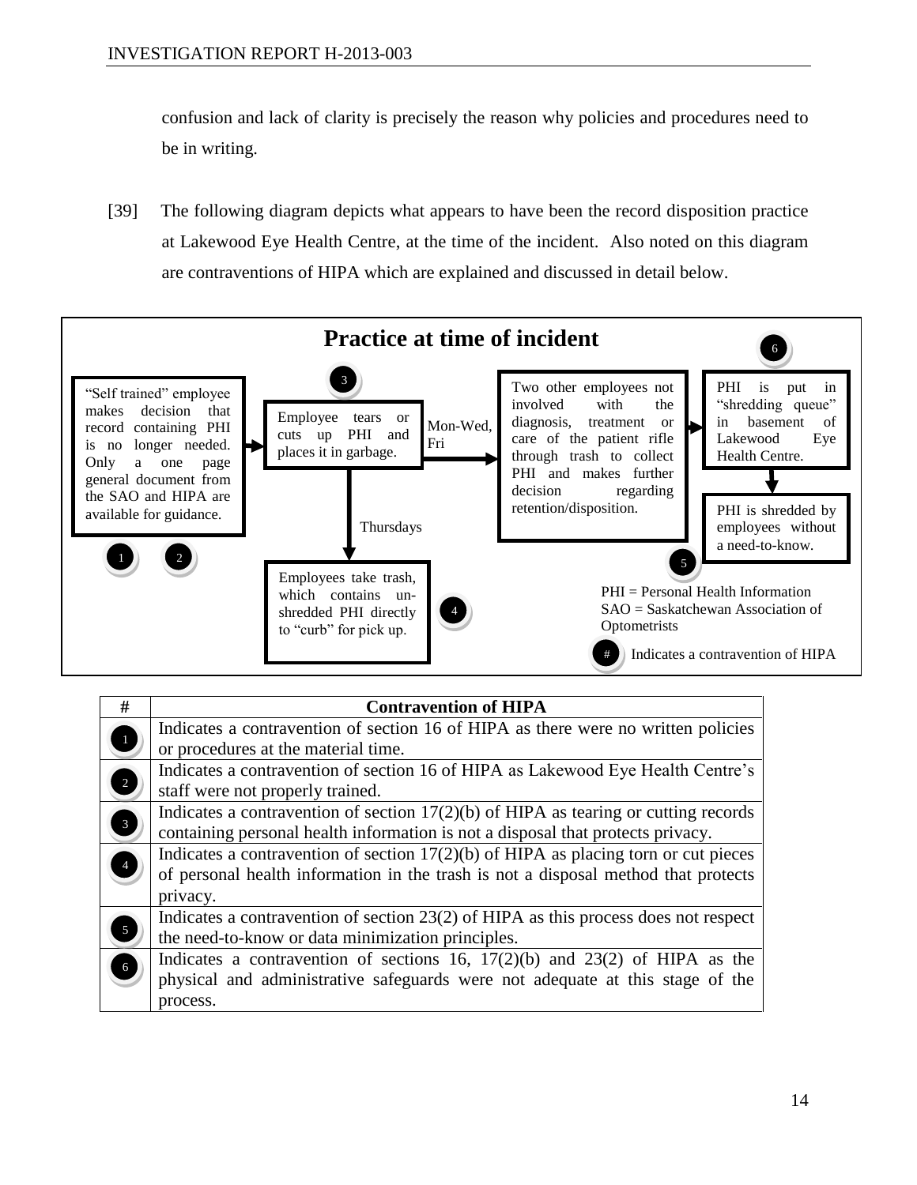confusion and lack of clarity is precisely the reason why policies and procedures need to be in writing.

[39] The following diagram depicts what appears to have been the record disposition practice at Lakewood Eye Health Centre, at the time of the incident. Also noted on this diagram are contraventions of HIPA which are explained and discussed in detail below.

**Practice at time of incident**

- "Self trained" employee makes decision that record containing PHI is no longer needed. Only a one page general document from the SAO and HIPA are available for guidance. (1) (2)
- → Employee tears or cuts up PHI and places it in garbage. (3)
  - Mon-Wed, Fri → Two other employees not involved with the diagnosis, treatment or care of the patient rifle through trash to collect PHI and makes further decision regarding retention/disposition. (5)
    - → PHI is put in "shredding queue" in basement of Lakewood Eye Health Centre. (6)
    - → PHI is shredded by employees without a need-to-know.
  - Thursdays → Employees take trash, which contains un-shredded PHI directly to "curb" for pick up. (4)

PHI = Personal Health Information
SAO = Saskatchewan Association of Optometrists
(#) Indicates a contravention of HIPA

| # | Contravention of HIPA |
|---|---|
| 1 | Indicates a contravention of section 16 of HIPA as there were no written policies or procedures at the material time. |
| 2 | Indicates a contravention of section 16 of HIPA as Lakewood Eye Health Centre's staff were not properly trained. |
| 3 | Indicates a contravention of section 17(2)(b) of HIPA as tearing or cutting records containing personal health information is not a disposal that protects privacy. |
| 4 | Indicates a contravention of section 17(2)(b) of HIPA as placing torn or cut pieces of personal health information in the trash is not a disposal method that protects privacy. |
| 5 | Indicates a contravention of section 23(2) of HIPA as this process does not respect the need-to-know or data minimization principles. |
| 6 | Indicates a contravention of sections 16, 17(2)(b) and 23(2) of HIPA as the physical and administrative safeguards were not adequate at this stage of the process. |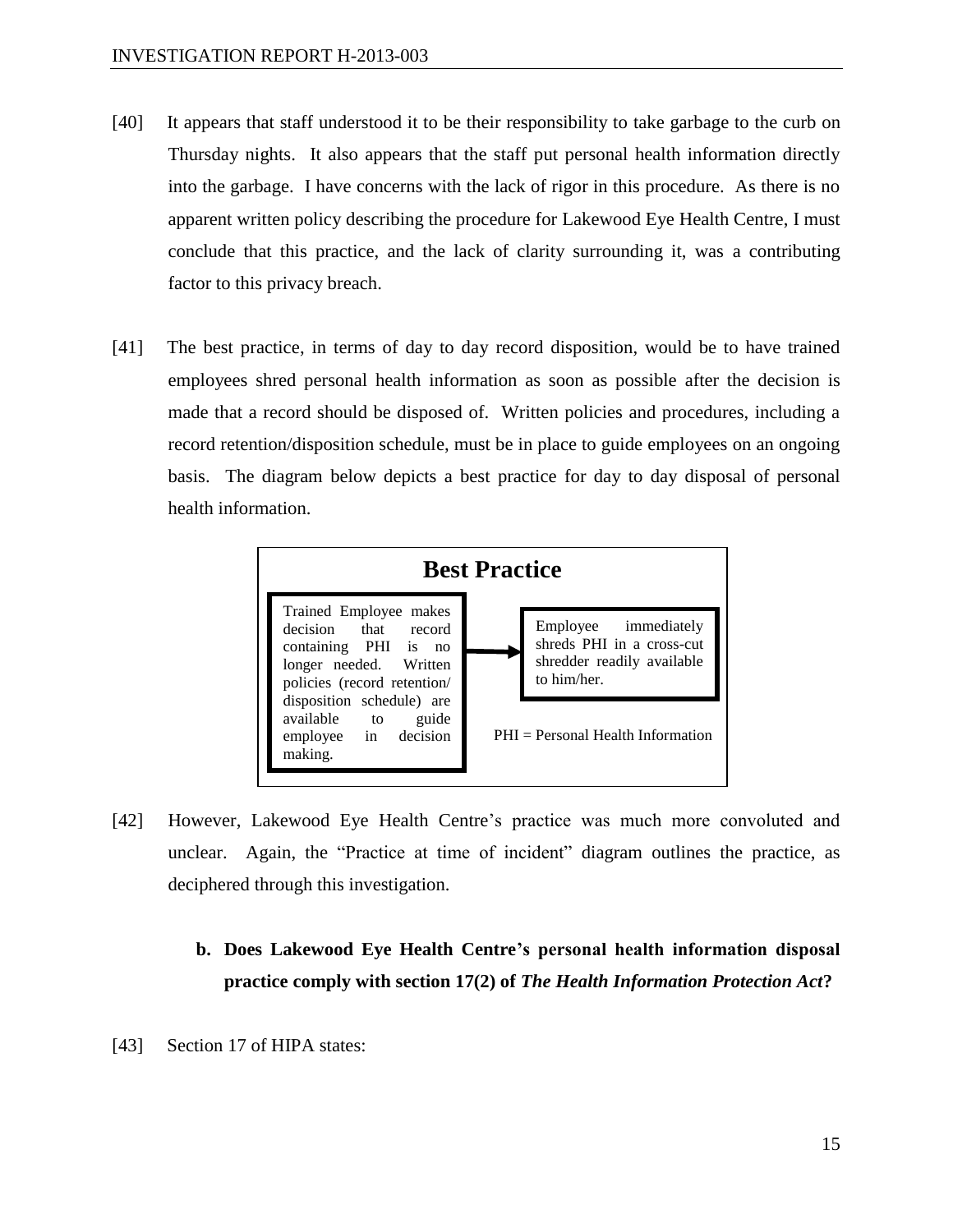[40] It appears that staff understood it to be their responsibility to take garbage to the curb on Thursday nights. It also appears that the staff put personal health information directly into the garbage. I have concerns with the lack of rigor in this procedure. As there is no apparent written policy describing the procedure for Lakewood Eye Health Centre, I must conclude that this practice, and the lack of clarity surrounding it, was a contributing factor to this privacy breach.

[41] The best practice, in terms of day to day record disposition, would be to have trained employees shred personal health information as soon as possible after the decision is made that a record should be disposed of. Written policies and procedures, including a record retention/disposition schedule, must be in place to guide employees on an ongoing basis. The diagram below depicts a best practice for day to day disposal of personal health information.

**Best Practice**

Trained Employee makes decision that record containing PHI is no longer needed. Written policies (record retention/ disposition schedule) are available to guide employee in decision making. → Employee immediately shreds PHI in a cross-cut shredder readily available to him/her.

PHI = Personal Health Information

[42] However, Lakewood Eye Health Centre's practice was much more convoluted and unclear. Again, the "Practice at time of incident" diagram outlines the practice, as deciphered through this investigation.

### b. Does Lakewood Eye Health Centre's personal health information disposal practice comply with section 17(2) of *The Health Information Protection Act*?

[43] Section 17 of HIPA states: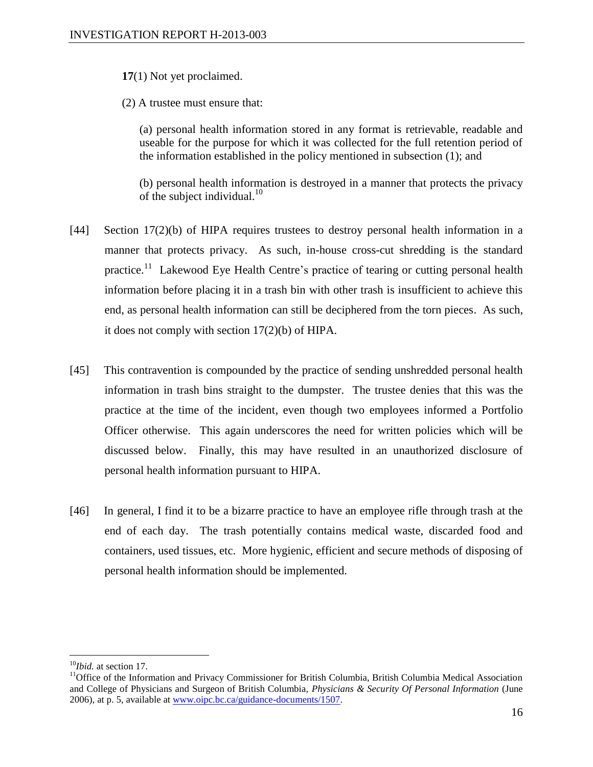**17**(1) Not yet proclaimed.

(2) A trustee must ensure that:

(a) personal health information stored in any format is retrievable, readable and useable for the purpose for which it was collected for the full retention period of the information established in the policy mentioned in subsection (1); and

(b) personal health information is destroyed in a manner that protects the privacy of the subject individual.[10]

[44] Section 17(2)(b) of HIPA requires trustees to destroy personal health information in a manner that protects privacy. As such, in-house cross-cut shredding is the standard practice.[11] Lakewood Eye Health Centre's practice of tearing or cutting personal health information before placing it in a trash bin with other trash is insufficient to achieve this end, as personal health information can still be deciphered from the torn pieces. As such, it does not comply with section 17(2)(b) of HIPA.

[45] This contravention is compounded by the practice of sending unshredded personal health information in trash bins straight to the dumpster. The trustee denies that this was the practice at the time of the incident, even though two employees informed a Portfolio Officer otherwise. This again underscores the need for written policies which will be discussed below. Finally, this may have resulted in an unauthorized disclosure of personal health information pursuant to HIPA.

[46] In general, I find it to be a bizarre practice to have an employee rifle through trash at the end of each day. The trash potentially contains medical waste, discarded food and containers, used tissues, etc. More hygienic, efficient and secure methods of disposing of personal health information should be implemented.

---

[10] *Ibid.* at section 17.

[11] Office of the Information and Privacy Commissioner for British Columbia, British Columbia Medical Association and College of Physicians and Surgeon of British Columbia, *Physicians & Security Of Personal Information* (June 2006), at p. 5, available at www.oipc.bc.ca/guidance-documents/1507.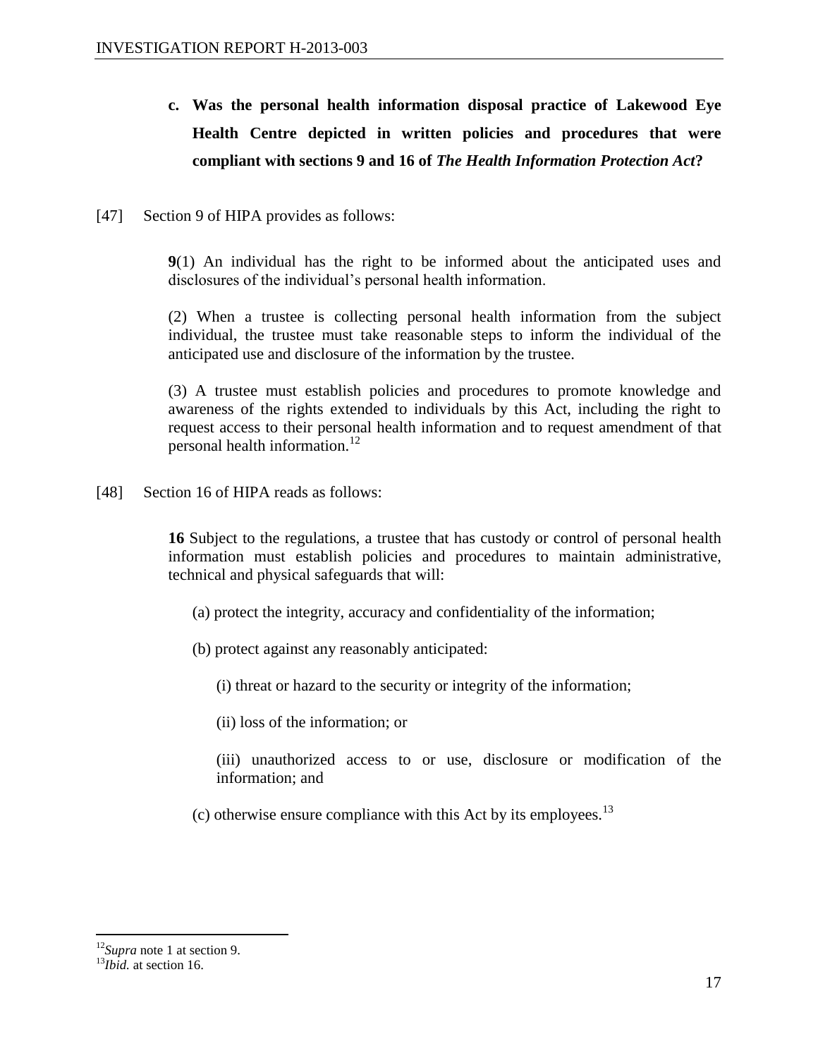**c. Was the personal health information disposal practice of Lakewood Eye Health Centre depicted in written policies and procedures that were compliant with sections 9 and 16 of *The Health Information Protection Act*?**

[47] Section 9 of HIPA provides as follows:

> **9**(1) An individual has the right to be informed about the anticipated uses and disclosures of the individual's personal health information.
>
> (2) When a trustee is collecting personal health information from the subject individual, the trustee must take reasonable steps to inform the individual of the anticipated use and disclosure of the information by the trustee.
>
> (3) A trustee must establish policies and procedures to promote knowledge and awareness of the rights extended to individuals by this Act, including the right to request access to their personal health information and to request amendment of that personal health information.[12]

[48] Section 16 of HIPA reads as follows:

> **16** Subject to the regulations, a trustee that has custody or control of personal health information must establish policies and procedures to maintain administrative, technical and physical safeguards that will:
>
> (a) protect the integrity, accuracy and confidentiality of the information;
>
> (b) protect against any reasonably anticipated:
>
> (i) threat or hazard to the security or integrity of the information;
>
> (ii) loss of the information; or
>
> (iii) unauthorized access to or use, disclosure or modification of the information; and
>
> (c) otherwise ensure compliance with this Act by its employees.[13]

---

[12] *Supra* note 1 at section 9.
[13] *Ibid.* at section 16.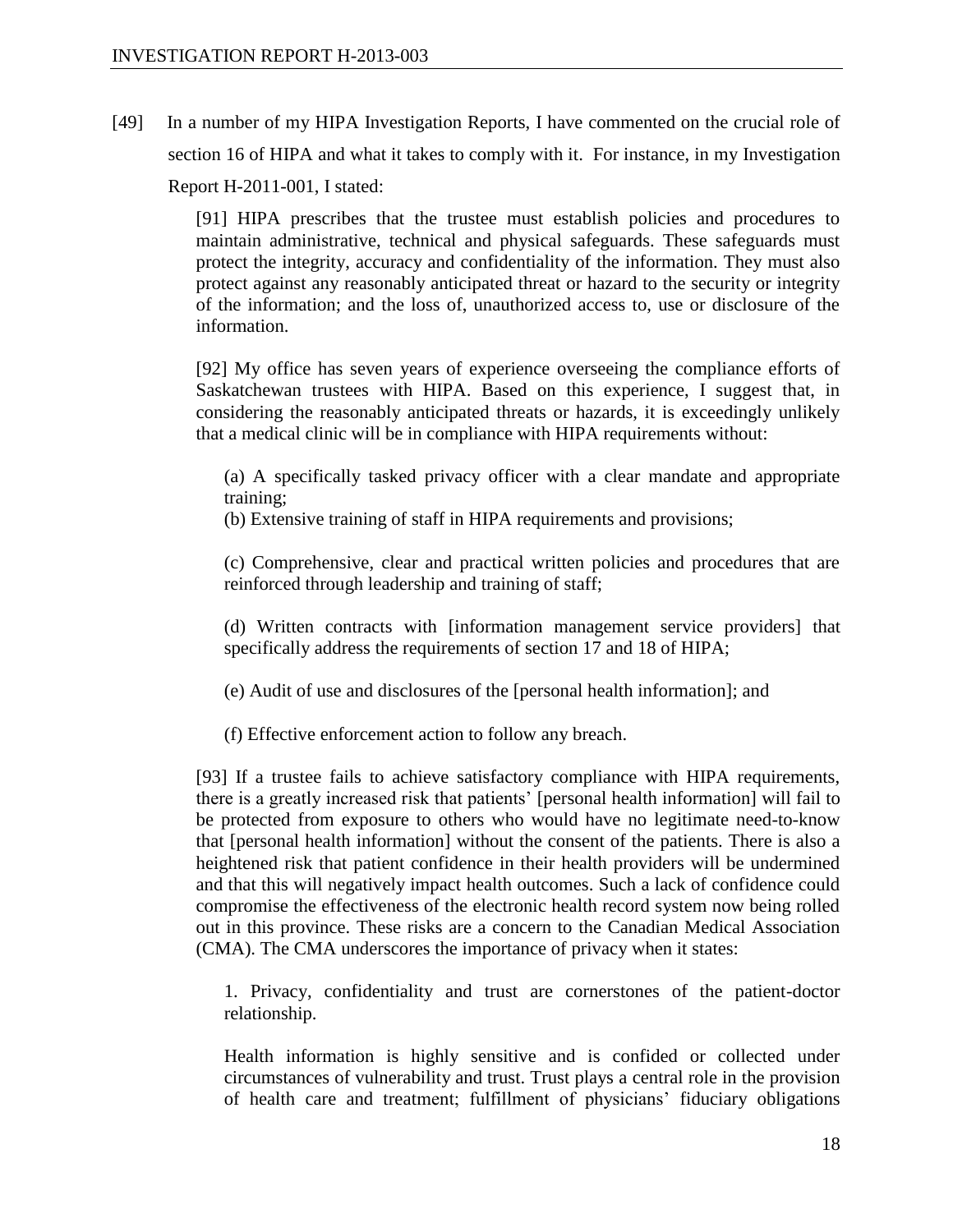[49] In a number of my HIPA Investigation Reports, I have commented on the crucial role of section 16 of HIPA and what it takes to comply with it. For instance, in my Investigation Report H-2011-001, I stated:

> [91] HIPA prescribes that the trustee must establish policies and procedures to maintain administrative, technical and physical safeguards. These safeguards must protect the integrity, accuracy and confidentiality of the information. They must also protect against any reasonably anticipated threat or hazard to the security or integrity of the information; and the loss of, unauthorized access to, use or disclosure of the information.
>
> [92] My office has seven years of experience overseeing the compliance efforts of Saskatchewan trustees with HIPA. Based on this experience, I suggest that, in considering the reasonably anticipated threats or hazards, it is exceedingly unlikely that a medical clinic will be in compliance with HIPA requirements without:
>
> (a) A specifically tasked privacy officer with a clear mandate and appropriate training;
>
> (b) Extensive training of staff in HIPA requirements and provisions;
>
> (c) Comprehensive, clear and practical written policies and procedures that are reinforced through leadership and training of staff;
>
> (d) Written contracts with [information management service providers] that specifically address the requirements of section 17 and 18 of HIPA;
>
> (e) Audit of use and disclosures of the [personal health information]; and
>
> (f) Effective enforcement action to follow any breach.
>
> [93] If a trustee fails to achieve satisfactory compliance with HIPA requirements, there is a greatly increased risk that patients' [personal health information] will fail to be protected from exposure to others who would have no legitimate need-to-know that [personal health information] without the consent of the patients. There is also a heightened risk that patient confidence in their health providers will be undermined and that this will negatively impact health outcomes. Such a lack of confidence could compromise the effectiveness of the electronic health record system now being rolled out in this province. These risks are a concern to the Canadian Medical Association (CMA). The CMA underscores the importance of privacy when it states:
>
> 1. Privacy, confidentiality and trust are cornerstones of the patient-doctor relationship.
>
> Health information is highly sensitive and is confided or collected under circumstances of vulnerability and trust. Trust plays a central role in the provision of health care and treatment; fulfillment of physicians' fiduciary obligations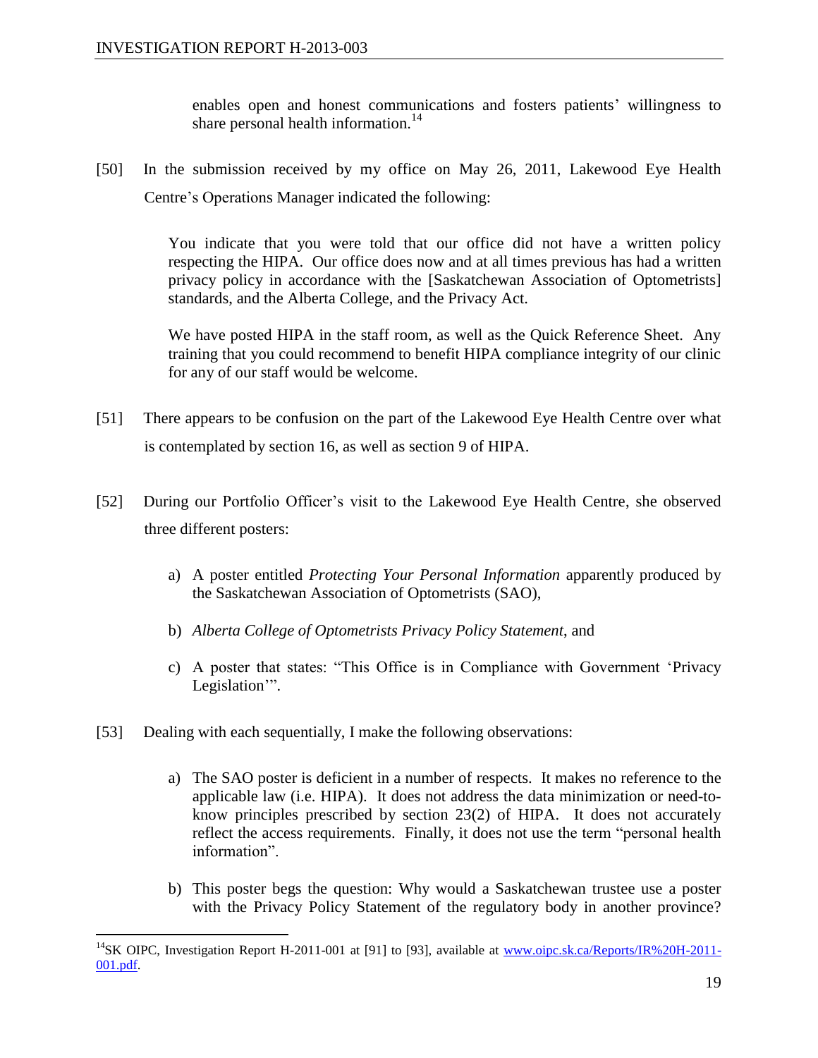enables open and honest communications and fosters patients' willingness to share personal health information.[14]

[50] In the submission received by my office on May 26, 2011, Lakewood Eye Health Centre's Operations Manager indicated the following:

> You indicate that you were told that our office did not have a written policy respecting the HIPA. Our office does now and at all times previous has had a written privacy policy in accordance with the [Saskatchewan Association of Optometrists] standards, and the Alberta College, and the Privacy Act.
>
> We have posted HIPA in the staff room, as well as the Quick Reference Sheet. Any training that you could recommend to benefit HIPA compliance integrity of our clinic for any of our staff would be welcome.

[51] There appears to be confusion on the part of the Lakewood Eye Health Centre over what is contemplated by section 16, as well as section 9 of HIPA.

[52] During our Portfolio Officer's visit to the Lakewood Eye Health Centre, she observed three different posters:

a) A poster entitled *Protecting Your Personal Information* apparently produced by the Saskatchewan Association of Optometrists (SAO),

b) *Alberta College of Optometrists Privacy Policy Statement*, and

c) A poster that states: "This Office is in Compliance with Government 'Privacy Legislation'".

[53] Dealing with each sequentially, I make the following observations:

a) The SAO poster is deficient in a number of respects. It makes no reference to the applicable law (i.e. HIPA). It does not address the data minimization or need-to-know principles prescribed by section 23(2) of HIPA. It does not accurately reflect the access requirements. Finally, it does not use the term "personal health information".

b) This poster begs the question: Why would a Saskatchewan trustee use a poster with the Privacy Policy Statement of the regulatory body in another province?

---

[14] SK OIPC, Investigation Report H-2011-001 at [91] to [93], available at www.oipc.sk.ca/Reports/IR%20H-2011-001.pdf.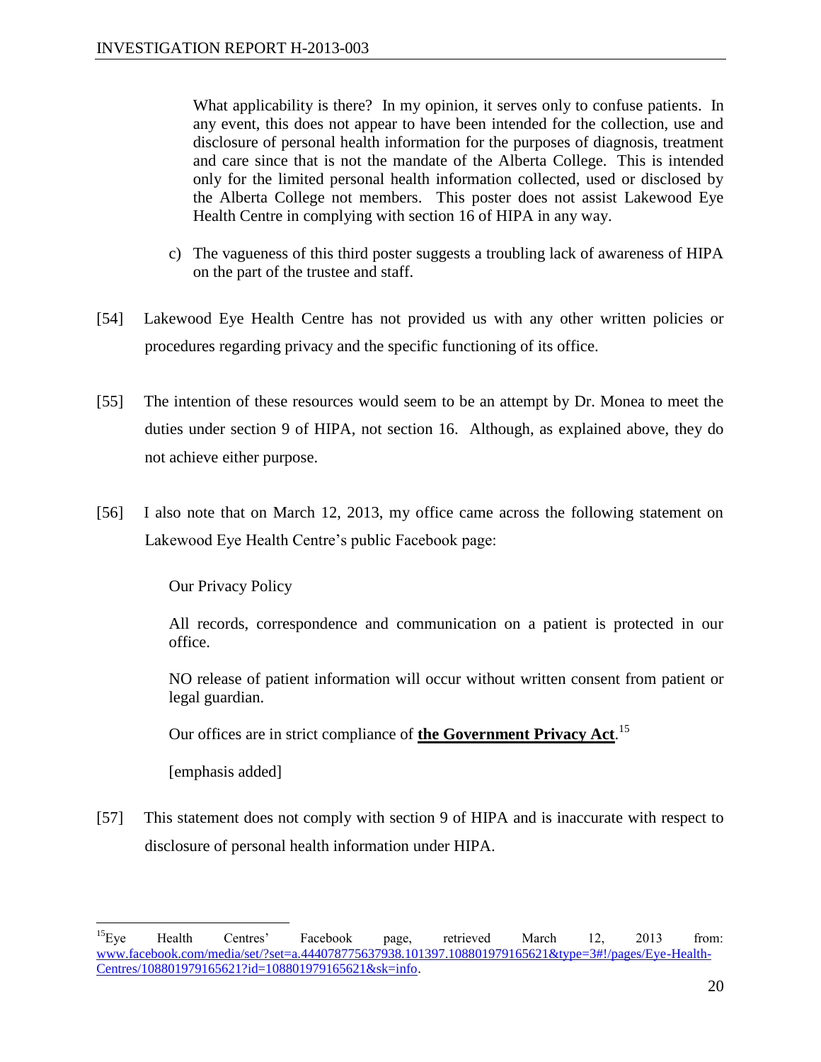What applicability is there? In my opinion, it serves only to confuse patients. In any event, this does not appear to have been intended for the collection, use and disclosure of personal health information for the purposes of diagnosis, treatment and care since that is not the mandate of the Alberta College. This is intended only for the limited personal health information collected, used or disclosed by the Alberta College not members. This poster does not assist Lakewood Eye Health Centre in complying with section 16 of HIPA in any way.

c) The vagueness of this third poster suggests a troubling lack of awareness of HIPA on the part of the trustee and staff.

[54] Lakewood Eye Health Centre has not provided us with any other written policies or procedures regarding privacy and the specific functioning of its office.

[55] The intention of these resources would seem to be an attempt by Dr. Monea to meet the duties under section 9 of HIPA, not section 16. Although, as explained above, they do not achieve either purpose.

[56] I also note that on March 12, 2013, my office came across the following statement on Lakewood Eye Health Centre's public Facebook page:

> Our Privacy Policy
>
> All records, correspondence and communication on a patient is protected in our office.
>
> NO release of patient information will occur without written consent from patient or legal guardian.
>
> Our offices are in strict compliance of **the Government Privacy Act**.[15]
>
> [emphasis added]

[57] This statement does not comply with section 9 of HIPA and is inaccurate with respect to disclosure of personal health information under HIPA.

---

[15] Eye Health Centres' Facebook page, retrieved March 12, 2013 from: www.facebook.com/media/set/?set=a.444078775637938.101397.108801979165621&type=3#!/pages/Eye-Health-Centres/108801979165621?id=108801979165621&sk=info.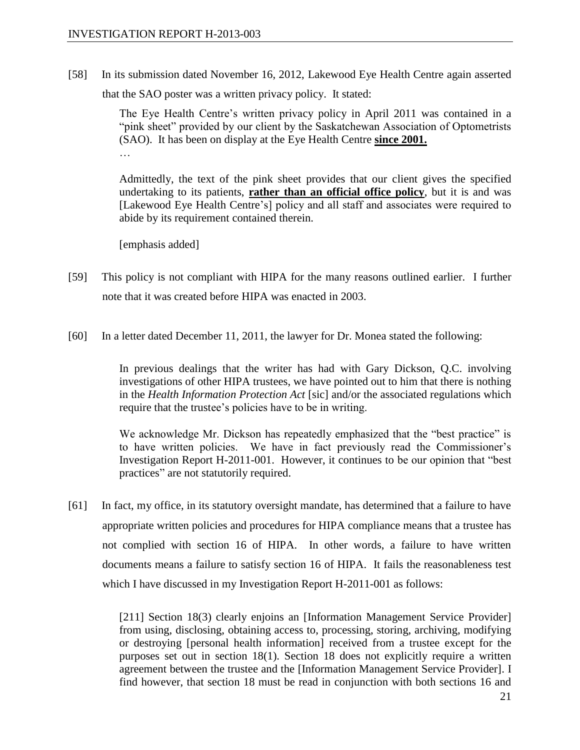[58] In its submission dated November 16, 2012, Lakewood Eye Health Centre again asserted that the SAO poster was a written privacy policy. It stated:

> The Eye Health Centre's written privacy policy in April 2011 was contained in a "pink sheet" provided by our client by the Saskatchewan Association of Optometrists (SAO). It has been on display at the Eye Health Centre **since 2001.**
>
> …
>
> Admittedly, the text of the pink sheet provides that our client gives the specified undertaking to its patients, **rather than an official office policy**, but it is and was [Lakewood Eye Health Centre's] policy and all staff and associates were required to abide by its requirement contained therein.
>
> [emphasis added]

[59] This policy is not compliant with HIPA for the many reasons outlined earlier. I further note that it was created before HIPA was enacted in 2003.

[60] In a letter dated December 11, 2011, the lawyer for Dr. Monea stated the following:

> In previous dealings that the writer has had with Gary Dickson, Q.C. involving investigations of other HIPA trustees, we have pointed out to him that there is nothing in the *Health Information Protection Act* [sic] and/or the associated regulations which require that the trustee's policies have to be in writing.
>
> We acknowledge Mr. Dickson has repeatedly emphasized that the "best practice" is to have written policies. We have in fact previously read the Commissioner's Investigation Report H-2011-001. However, it continues to be our opinion that "best practices" are not statutorily required.

[61] In fact, my office, in its statutory oversight mandate, has determined that a failure to have appropriate written policies and procedures for HIPA compliance means that a trustee has not complied with section 16 of HIPA. In other words, a failure to have written documents means a failure to satisfy section 16 of HIPA. It fails the reasonableness test which I have discussed in my Investigation Report H-2011-001 as follows:

> [211] Section 18(3) clearly enjoins an [Information Management Service Provider] from using, disclosing, obtaining access to, processing, storing, archiving, modifying or destroying [personal health information] received from a trustee except for the purposes set out in section 18(1). Section 18 does not explicitly require a written agreement between the trustee and the [Information Management Service Provider]. I find however, that section 18 must be read in conjunction with both sections 16 and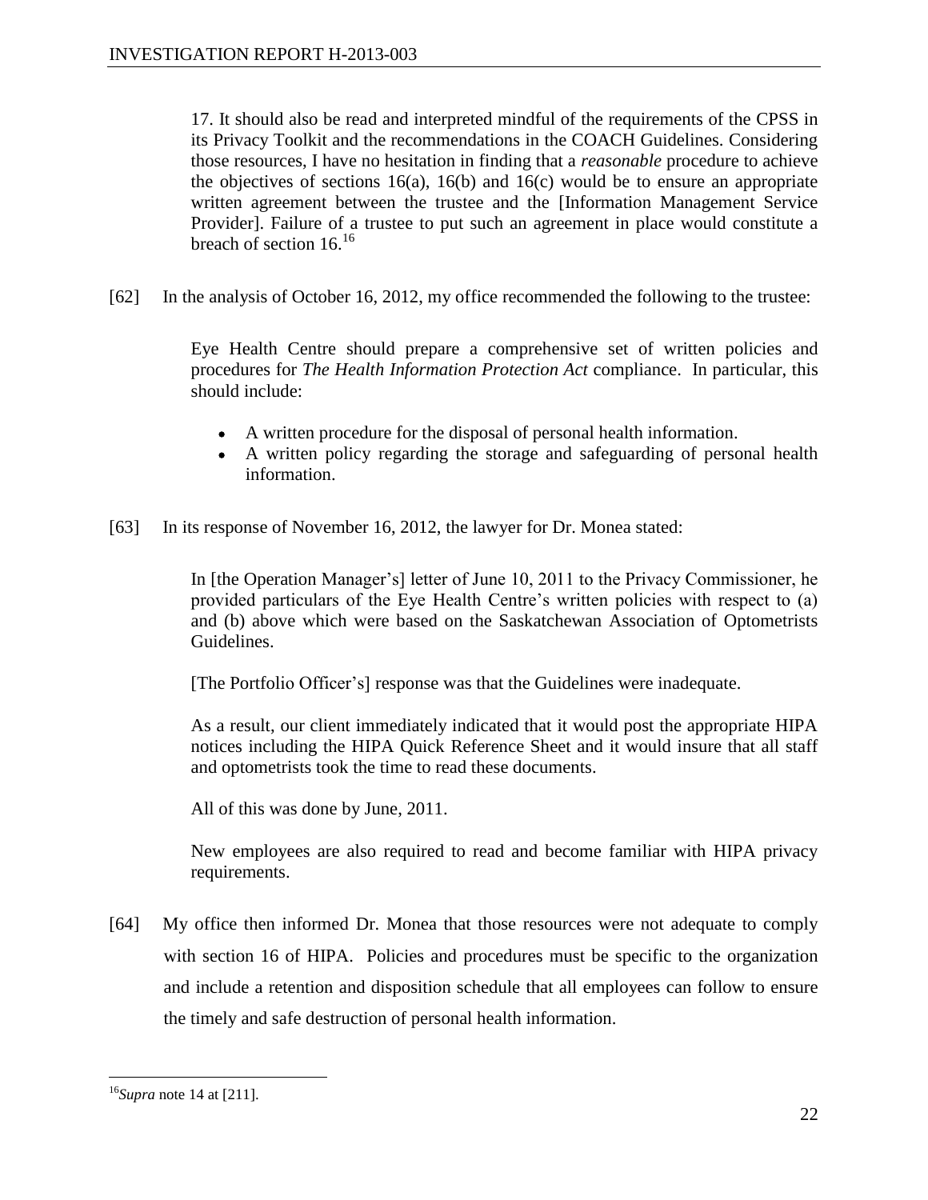> 17. It should also be read and interpreted mindful of the requirements of the CPSS in its Privacy Toolkit and the recommendations in the COACH Guidelines. Considering those resources, I have no hesitation in finding that a *reasonable* procedure to achieve the objectives of sections 16(a), 16(b) and 16(c) would be to ensure an appropriate written agreement between the trustee and the [Information Management Service Provider]. Failure of a trustee to put such an agreement in place would constitute a breach of section 16.[16]

[62] In the analysis of October 16, 2012, my office recommended the following to the trustee:

> Eye Health Centre should prepare a comprehensive set of written policies and procedures for *The Health Information Protection Act* compliance. In particular, this should include:
>
> - A written procedure for the disposal of personal health information.
> - A written policy regarding the storage and safeguarding of personal health information.

[63] In its response of November 16, 2012, the lawyer for Dr. Monea stated:

> In [the Operation Manager's] letter of June 10, 2011 to the Privacy Commissioner, he provided particulars of the Eye Health Centre's written policies with respect to (a) and (b) above which were based on the Saskatchewan Association of Optometrists Guidelines.
>
> [The Portfolio Officer's] response was that the Guidelines were inadequate.
>
> As a result, our client immediately indicated that it would post the appropriate HIPA notices including the HIPA Quick Reference Sheet and it would insure that all staff and optometrists took the time to read these documents.
>
> All of this was done by June, 2011.
>
> New employees are also required to read and become familiar with HIPA privacy requirements.

[64] My office then informed Dr. Monea that those resources were not adequate to comply with section 16 of HIPA. Policies and procedures must be specific to the organization and include a retention and disposition schedule that all employees can follow to ensure the timely and safe destruction of personal health information.

---

[16] *Supra* note 14 at [211].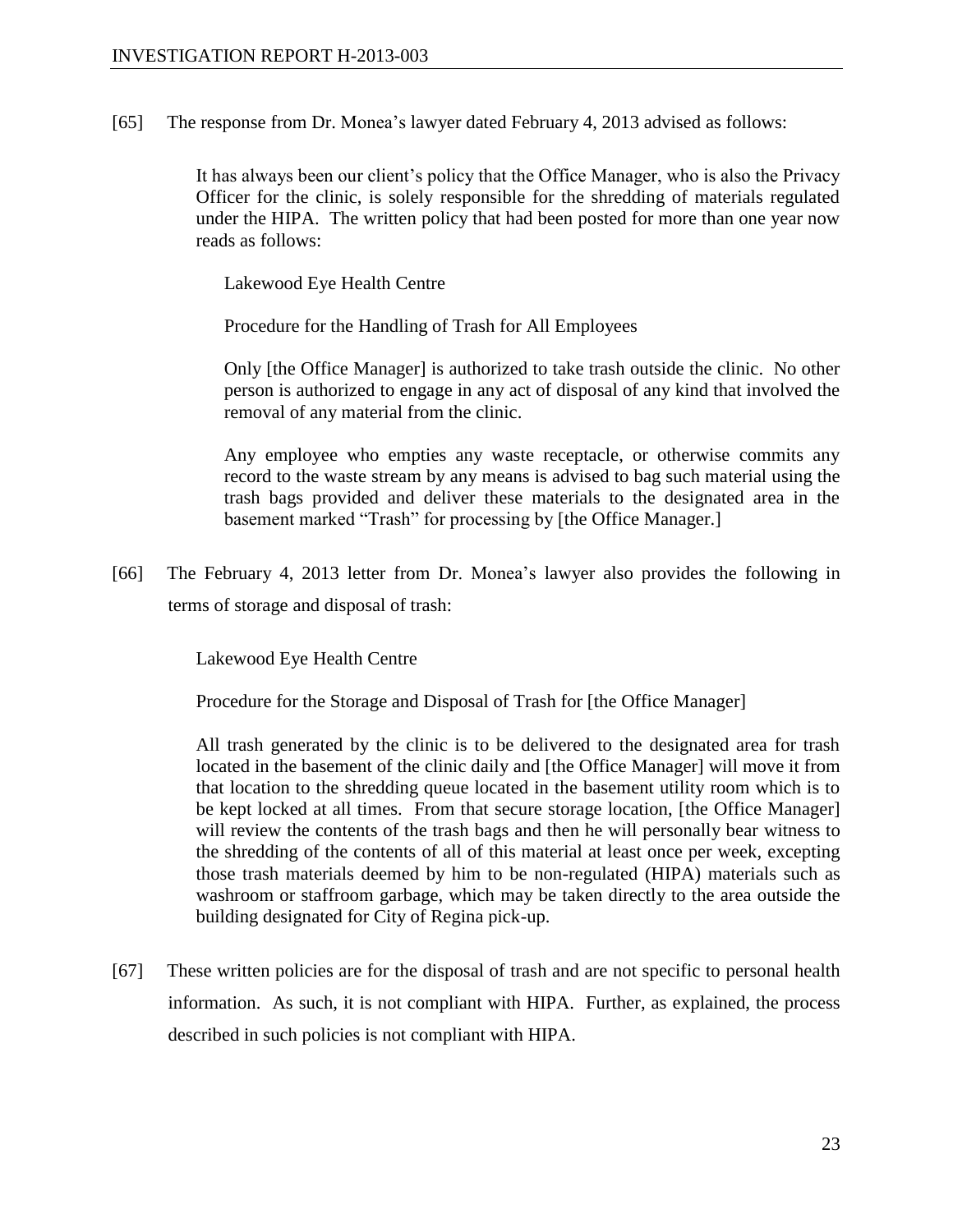[65] The response from Dr. Monea's lawyer dated February 4, 2013 advised as follows:

> It has always been our client's policy that the Office Manager, who is also the Privacy Officer for the clinic, is solely responsible for the shredding of materials regulated under the HIPA. The written policy that had been posted for more than one year now reads as follows:
>
> > Lakewood Eye Health Centre
> >
> > Procedure for the Handling of Trash for All Employees
> >
> > Only [the Office Manager] is authorized to take trash outside the clinic. No other person is authorized to engage in any act of disposal of any kind that involved the removal of any material from the clinic.
> >
> > Any employee who empties any waste receptacle, or otherwise commits any record to the waste stream by any means is advised to bag such material using the trash bags provided and deliver these materials to the designated area in the basement marked "Trash" for processing by [the Office Manager.]

[66] The February 4, 2013 letter from Dr. Monea's lawyer also provides the following in terms of storage and disposal of trash:

> Lakewood Eye Health Centre
>
> Procedure for the Storage and Disposal of Trash for [the Office Manager]
>
> All trash generated by the clinic is to be delivered to the designated area for trash located in the basement of the clinic daily and [the Office Manager] will move it from that location to the shredding queue located in the basement utility room which is to be locked at all times. From that secure storage location, [the Office Manager] will review the contents of the trash bags and then he will personally bear witness to the shredding of the contents of all of this material at least once per week, excepting those trash materials deemed by him to be non-regulated (HIPA) materials such as washroom or staffroom garbage, which may be taken directly to the area outside the building designated for City of Regina pick-up.

[67] These written policies are for the disposal of trash and are not specific to personal health information. As such, it is not compliant with HIPA. Further, as explained, the process described in such policies is not compliant with HIPA.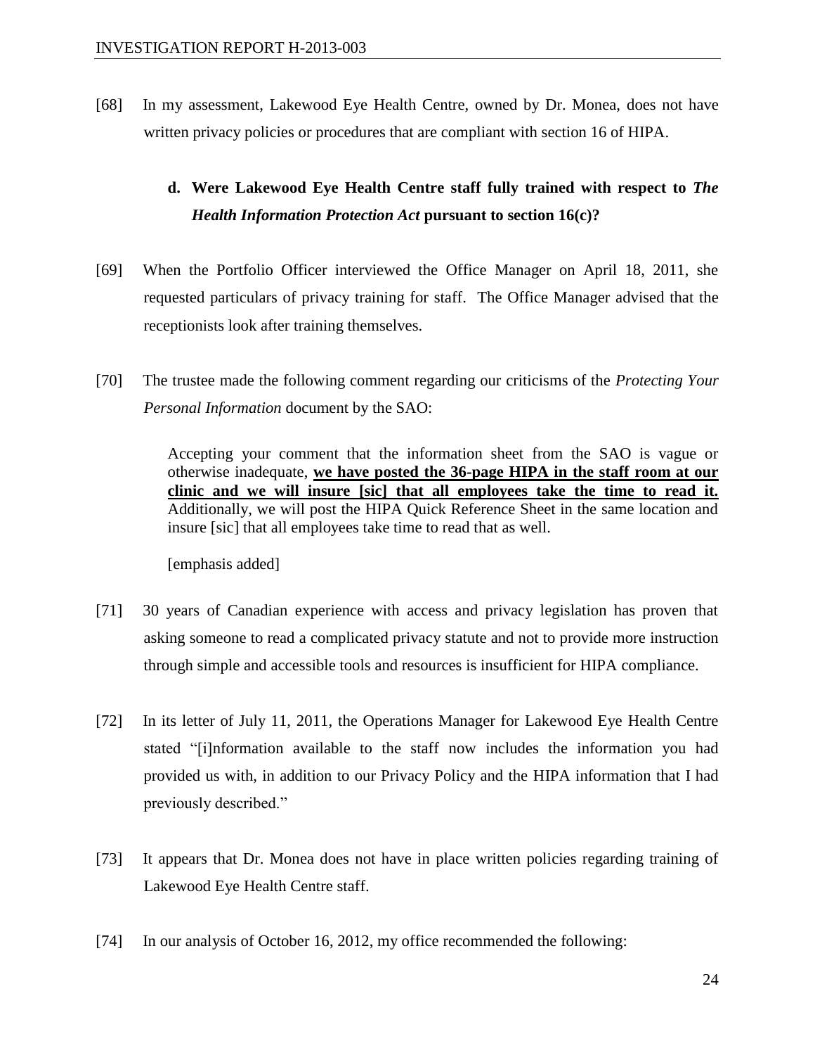[68] In my assessment, Lakewood Eye Health Centre, owned by Dr. Monea, does not have written privacy policies or procedures that are compliant with section 16 of HIPA.

### d. Were Lakewood Eye Health Centre staff fully trained with respect to *The Health Information Protection Act* pursuant to section 16(c)?

[69] When the Portfolio Officer interviewed the Office Manager on April 18, 2011, she requested particulars of privacy training for staff. The Office Manager advised that the receptionists look after training themselves.

[70] The trustee made the following comment regarding our criticisms of the *Protecting Your Personal Information* document by the SAO:

> Accepting your comment that the information sheet from the SAO is vague or otherwise inadequate, **<u>we have posted the 36-page HIPA in the staff room at our clinic and we will insure [sic] that all employees take the time to read it.</u>** Additionally, we will post the HIPA Quick Reference Sheet in the same location and insure [sic] that all employees take time to read that as well.
>
> [emphasis added]

[71] 30 years of Canadian experience with access and privacy legislation has proven that asking someone to read a complicated privacy statute and not to provide more instruction through simple and accessible tools and resources is insufficient for HIPA compliance.

[72] In its letter of July 11, 2011, the Operations Manager for Lakewood Eye Health Centre stated "[i]nformation available to the staff now includes the information you had provided us with, in addition to our Privacy Policy and the HIPA information that I had previously described."

[73] It appears that Dr. Monea does not have in place written policies regarding training of Lakewood Eye Health Centre staff.

[74] In our analysis of October 16, 2012, my office recommended the following: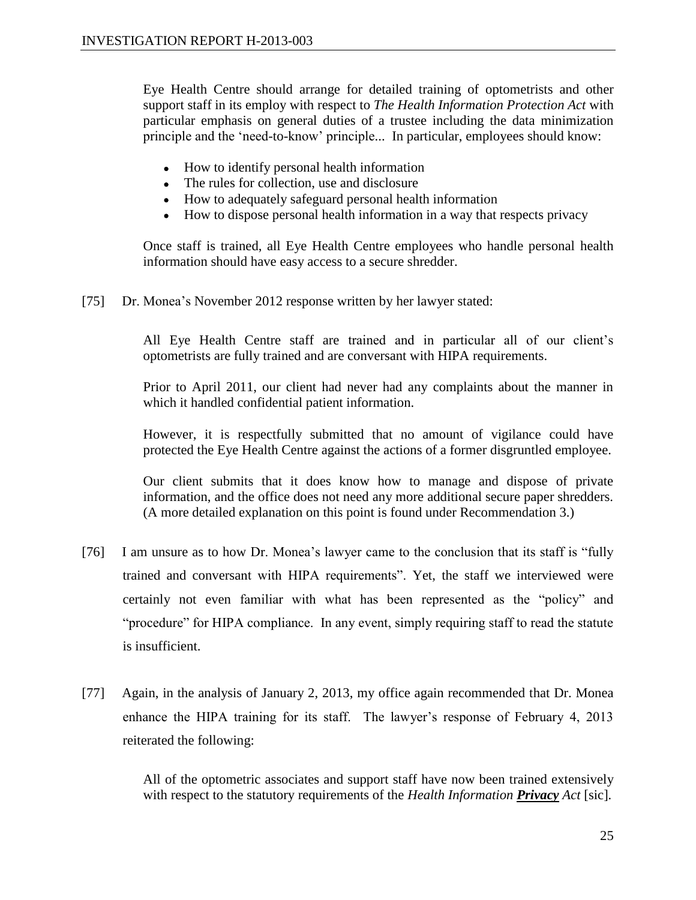> Eye Health Centre should arrange for detailed training of optometrists and other support staff in its employ with respect to *The Health Information Protection Act* with particular emphasis on general duties of a trustee including the data minimization principle and the 'need-to-know' principle... In particular, employees should know:
>
> - How to identify personal health information
> - The rules for collection, use and disclosure
> - How to adequately safeguard personal health information
> - How to dispose personal health information in a way that respects privacy
>
> Once staff is trained, all Eye Health Centre employees who handle personal health information should have easy access to a secure shredder.

[75] Dr. Monea's November 2012 response written by her lawyer stated:

> All Eye Health Centre staff are trained and in particular all of our client's optometrists are fully trained and are conversant with HIPA requirements.
>
> Prior to April 2011, our client had never had any complaints about the manner in which it handled confidential patient information.
>
> However, it is respectfully submitted that no amount of vigilance could have protected the Eye Health Centre against the actions of a former disgruntled employee.
>
> Our client submits that it does know how to manage and dispose of private information, and the office does not need any more additional secure paper shredders. (A more detailed explanation on this point is found under Recommendation 3.)

[76] I am unsure as to how Dr. Monea's lawyer came to the conclusion that its staff is "fully trained and conversant with HIPA requirements". Yet, the staff we interviewed were certainly not even familiar with what has been represented as the "policy" and "procedure" for HIPA compliance. In any event, simply requiring staff to read the statute is insufficient.

[77] Again, in the analysis of January 2, 2013, my office again recommended that Dr. Monea enhance the HIPA training for its staff. The lawyer's response of February 4, 2013 reiterated the following:

> All of the optometric associates and support staff have now been trained extensively with respect to the statutory requirements of the *Health Information **Privacy** Act* [sic].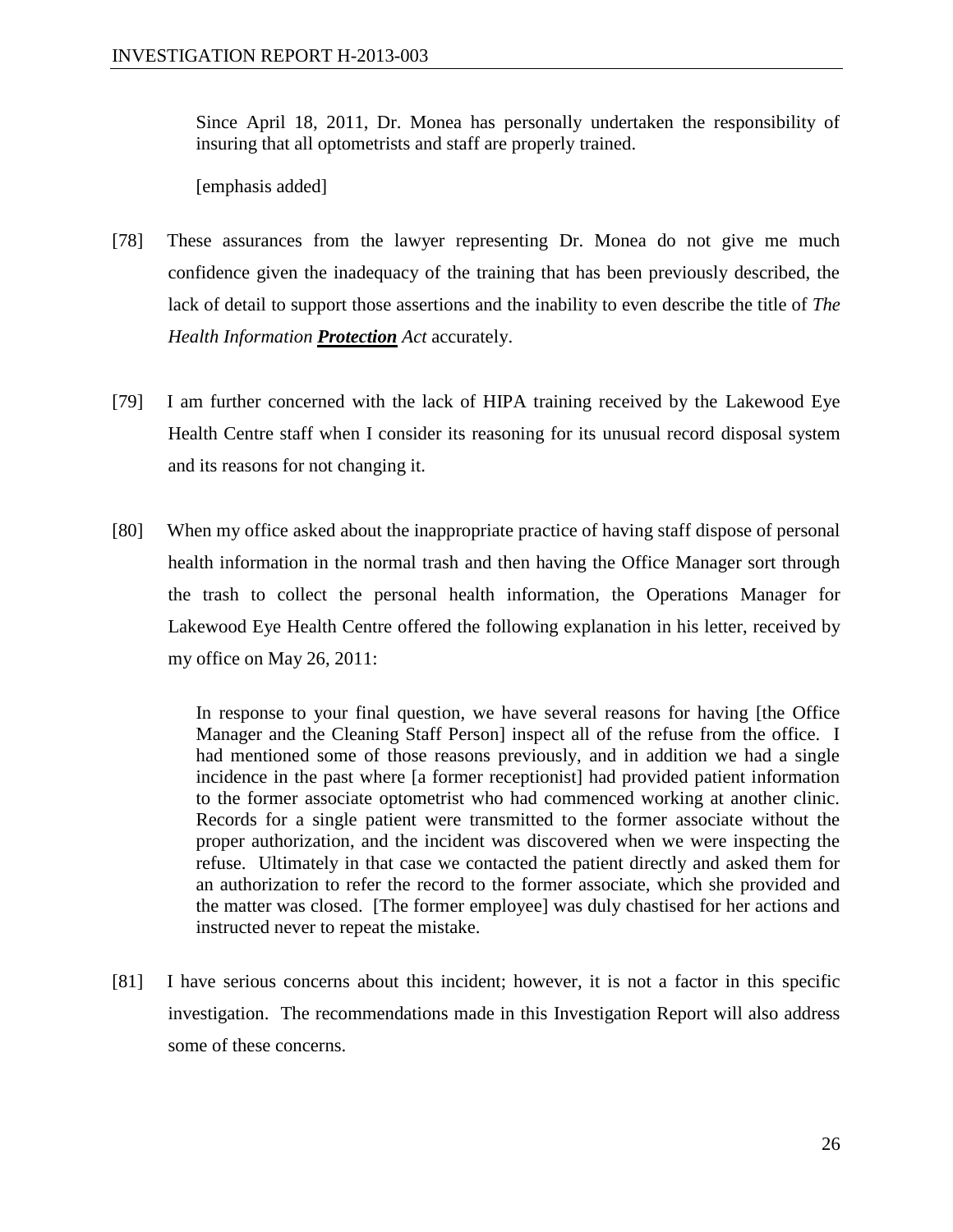> Since April 18, 2011, Dr. Monea has personally undertaken the responsibility of insuring that all optometrists and staff are properly trained.
>
> [emphasis added]

[78] These assurances from the lawyer representing Dr. Monea do not give me much confidence given the inadequacy of the training that has been previously described, the lack of detail to support those assertions and the inability to even describe the title of *The Health Information **Protection** Act* accurately.

[79] I am further concerned with the lack of HIPA training received by the Lakewood Eye Health Centre staff when I consider its reasoning for its unusual record disposal system and its reasons for not changing it.

[80] When my office asked about the inappropriate practice of having staff dispose of personal health information in the normal trash and then having the Office Manager sort through the trash to collect the personal health information, the Operations Manager for Lakewood Eye Health Centre offered the following explanation in his letter, received by my office on May 26, 2011:

> In response to your final question, we have several reasons for having [the Office Manager and the Cleaning Staff Person] inspect all of the refuse from the office. I had mentioned some of those reasons previously, and in addition we had a single incidence in the past where [a former receptionist] had provided patient information to the former associate optometrist who had commenced working at another clinic. Records for a single patient were transmitted to the former associate without the proper authorization, and the incident was discovered when we were inspecting the refuse. Ultimately in that case we contacted the patient directly and asked them for an authorization to refer the record to the former associate, which she provided and the matter was closed. [The former employee] was duly chastised for her actions and instructed never to repeat the mistake.

[81] I have serious concerns about this incident; however, it is not a factor in this specific investigation. The recommendations made in this Investigation Report will also address some of these concerns.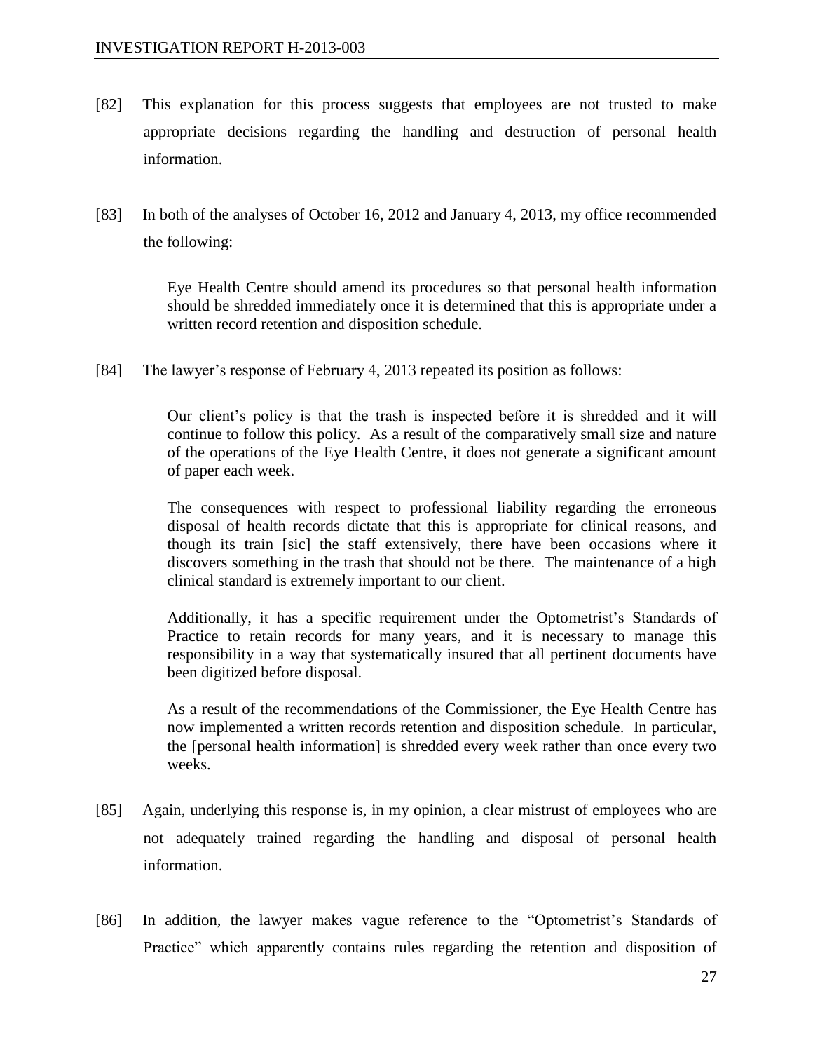[82] This explanation for this process suggests that employees are not trusted to make appropriate decisions regarding the handling and destruction of personal health information.

[83] In both of the analyses of October 16, 2012 and January 4, 2013, my office recommended the following:

> Eye Health Centre should amend its procedures so that personal health information should be shredded immediately once it is determined that this is appropriate under a written record retention and disposition schedule.

[84] The lawyer's response of February 4, 2013 repeated its position as follows:

> Our client's policy is that the trash is inspected before it is shredded and it will continue to follow this policy. As a result of the comparatively small size and nature of the operations of the Eye Health Centre, it does not generate a significant amount of paper each week.
>
> The consequences with respect to professional liability regarding the erroneous disposal of health records dictate that this is appropriate for clinical reasons, and though its train [sic] the staff extensively, there have been occasions where it discovers something in the trash that should not be there. The maintenance of a high clinical standard is extremely important to our client.
>
> Additionally, it has a specific requirement under the Optometrist's Standards of Practice to retain records for many years, and it is necessary to manage this responsibility in a way that systematically insured that all pertinent documents have been digitized before disposal.
>
> As a result of the recommendations of the Commissioner, the Eye Health Centre has now implemented a written records retention and disposition schedule. In particular, the [personal health information] is shredded every week rather than once every two weeks.

[85] Again, underlying this response is, in my opinion, a clear mistrust of employees who are not adequately trained regarding the handling and disposal of personal health information.

[86] In addition, the lawyer makes vague reference to the "Optometrist's Standards of Practice" which apparently contains rules regarding the retention and disposition of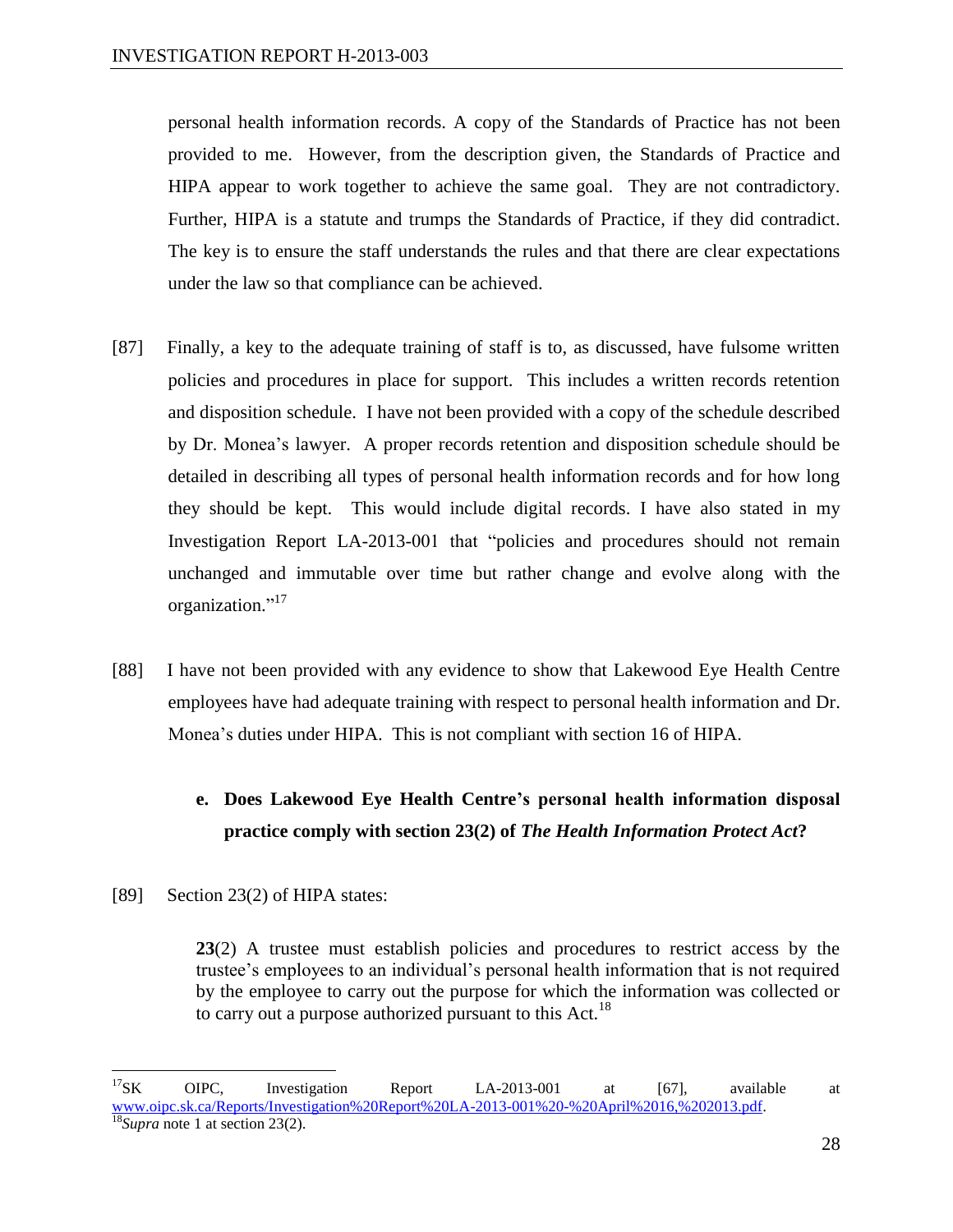personal health information records. A copy of the Standards of Practice has not been provided to me. However, from the description given, the Standards of Practice and HIPA appear to work together to achieve the same goal. They are not contradictory. Further, HIPA is a statute and trumps the Standards of Practice, if they did contradict. The key is to ensure the staff understands the rules and that there are clear expectations under the law so that compliance can be achieved.

[87] Finally, a key to the adequate training of staff is to, as discussed, have fulsome written policies and procedures in place for support. This includes a written records retention and disposition schedule. I have not been provided with a copy of the schedule described by Dr. Monea's lawyer. A proper records retention and disposition schedule should be detailed in describing all types of personal health information records and for how long they should be kept. This would include digital records. I have also stated in my Investigation Report LA-2013-001 that "policies and procedures should not remain unchanged and immutable over time but rather change and evolve along with the organization."[17]

[88] I have not been provided with any evidence to show that Lakewood Eye Health Centre employees have had adequate training with respect to personal health information and Dr. Monea's duties under HIPA. This is not compliant with section 16 of HIPA.

### e. Does Lakewood Eye Health Centre's personal health information disposal practice comply with section 23(2) of *The Health Information Protect Act*?

[89] Section 23(2) of HIPA states:

> **23**(2) A trustee must establish policies and procedures to restrict access by the trustee's employees to an individual's personal health information that is not required by the employee to carry out the purpose for which the information was collected or to carry out a purpose authorized pursuant to this Act.[18]

---

[17] SK OIPC, Investigation Report LA-2013-001 at [67], available at www.oipc.sk.ca/Reports/Investigation%20Report%20LA-2013-001%20-%20April%2016,%202013.pdf.

[18] *Supra* note 1 at section 23(2).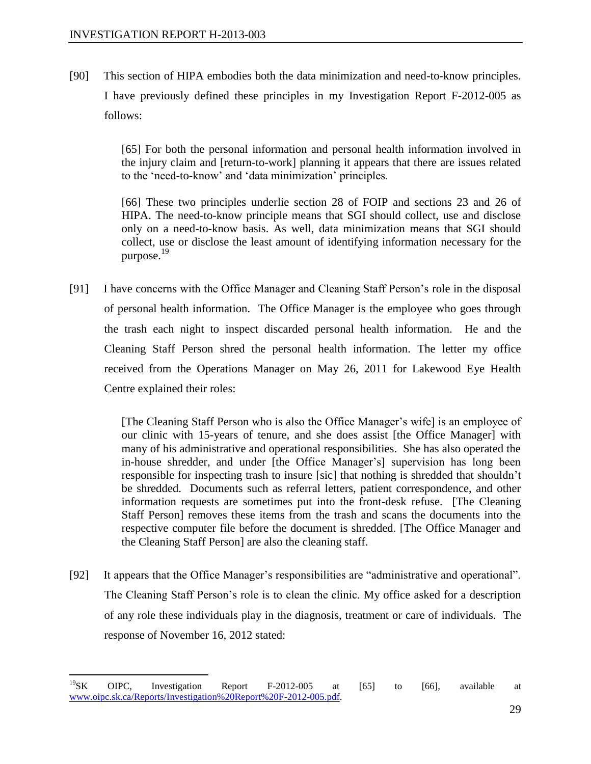[90] This section of HIPA embodies both the data minimization and need-to-know principles. I have previously defined these principles in my Investigation Report F-2012-005 as follows:

> [65] For both the personal information and personal health information involved in the injury claim and [return-to-work] planning it appears that there are issues related to the 'need-to-know' and 'data minimization' principles.
>
> [66] These two principles underlie section 28 of FOIP and sections 23 and 26 of HIPA. The need-to-know principle means that SGI should collect, use and disclose only on a need-to-know basis. As well, data minimization means that SGI should collect, use or disclose the least amount of identifying information necessary for the purpose.[19]

[91] I have concerns with the Office Manager and Cleaning Staff Person's role in the disposal of personal health information. The Office Manager is the employee who goes through the trash each night to inspect discarded personal health information. He and the Cleaning Staff Person shred the personal health information. The letter my office received from the Operations Manager on May 26, 2011 for Lakewood Eye Health Centre explained their roles:

> [The Cleaning Staff Person who is also the Office Manager's wife] is an employee of our clinic with 15-years of tenure, and she does assist [the Office Manager] with many of his administrative and operational responsibilities. She has also operated the in-house shredder, and under [the Office Manager's] supervision has long been responsible for inspecting trash to insure [sic] that nothing is shredded that shouldn't be shredded. Documents such as referral letters, patient correspondence, and other information requests are sometimes put into the front-desk refuse. [The Cleaning Staff Person] removes these items from the trash and scans the documents into the respective computer file before the document is shredded. [The Office Manager and the Cleaning Staff Person] are also the cleaning staff.

[92] It appears that the Office Manager's responsibilities are "administrative and operational". The Cleaning Staff Person's role is to clean the clinic. My office asked for a description of any role these individuals play in the diagnosis, treatment or care of individuals. The response of November 16, 2012 stated:

---

[19] SK OIPC, Investigation Report F-2012-005 at [65] to [66], available at www.oipc.sk.ca/Reports/Investigation%20Report%20F-2012-005.pdf.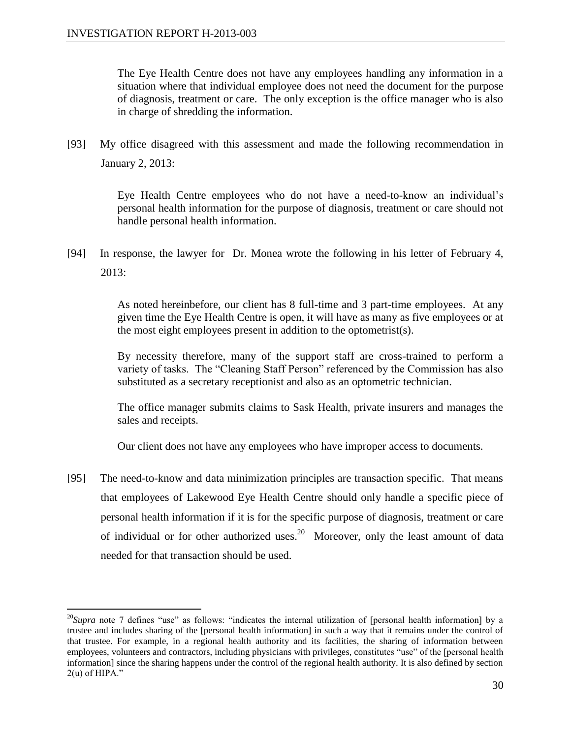> The Eye Health Centre does not have any employees handling any information in a situation where that individual employee does not need the document for the purpose of diagnosis, treatment or care. The only exception is the office manager who is also in charge of shredding the information.

[93] My office disagreed with this assessment and made the following recommendation in January 2, 2013:

> Eye Health Centre employees who do not have a need-to-know an individual's personal health information for the purpose of diagnosis, treatment or care should not handle personal health information.

[94] In response, the lawyer for Dr. Monea wrote the following in his letter of February 4, 2013:

> As noted hereinbefore, our client has 8 full-time and 3 part-time employees. At any given time the Eye Health Centre is open, it will have as many as five employees or at the most eight employees present in addition to the optometrist(s).
>
> By necessity therefore, many of the support staff are cross-trained to perform a variety of tasks. The "Cleaning Staff Person" referenced by the Commission has also substituted as a secretary receptionist and also as an optometric technician.
>
> The office manager submits claims to Sask Health, private insurers and manages the sales and receipts.
>
> Our client does not have any employees who have improper access to documents.

[95] The need-to-know and data minimization principles are transaction specific. That means that employees of Lakewood Eye Health Centre should only handle a specific piece of personal health information if it is for the specific purpose of diagnosis, treatment or care of individual or for other authorized uses.[20] Moreover, only the least amount of data needed for that transaction should be used.

---

[20] *Supra* note 7 defines "use" as follows: "indicates the internal utilization of [personal health information] by a trustee and includes sharing of the [personal health information] in such a way that it remains under the control of that trustee. For example, in a regional health authority and its facilities, the sharing of information between employees, volunteers and contractors, including physicians with privileges, constitutes "use" of the [personal health information] since the sharing happens under the control of the regional health authority. It is also defined by section 2(u) of HIPA."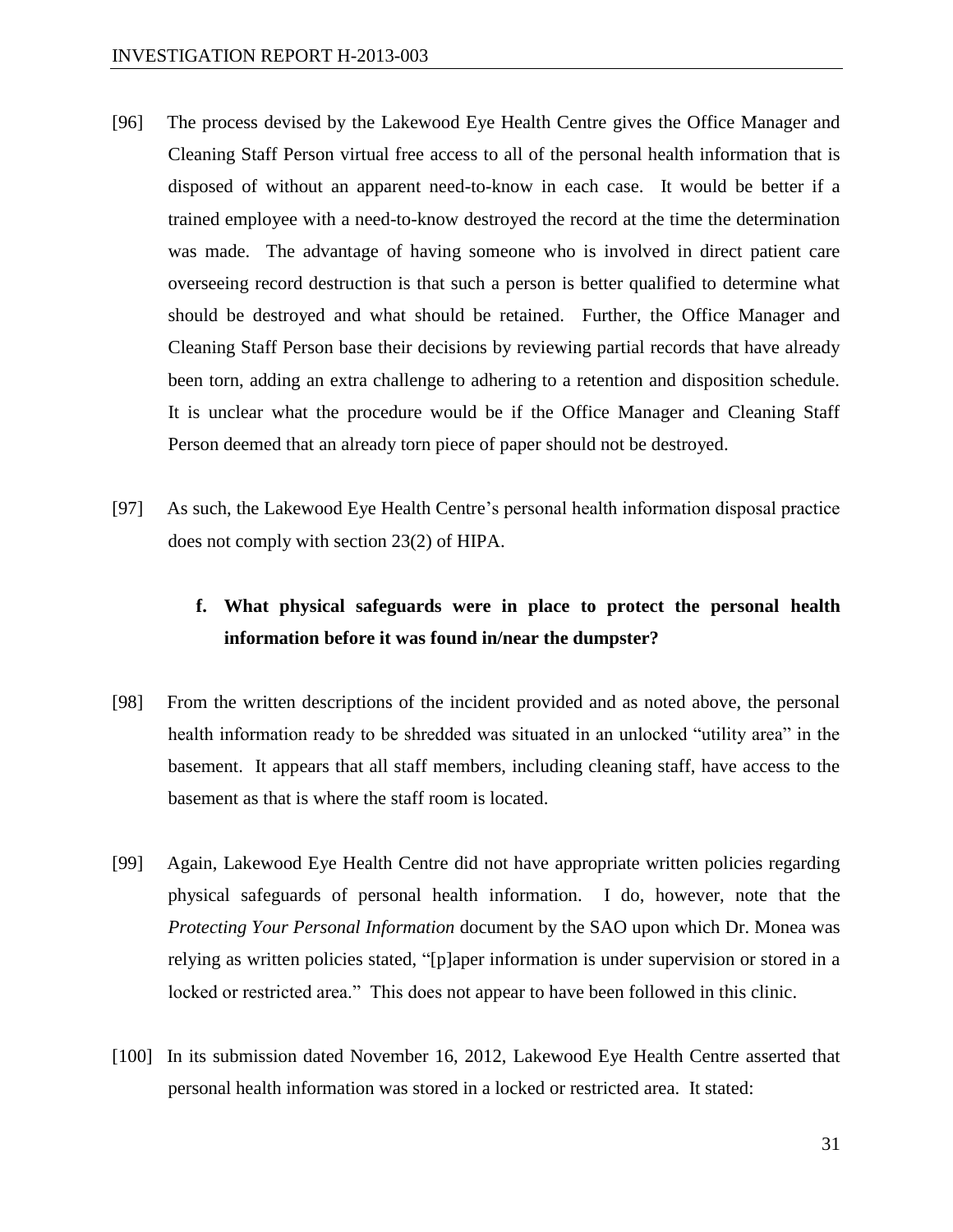[96] The process devised by the Lakewood Eye Health Centre gives the Office Manager and Cleaning Staff Person virtual free access to all of the personal health information that is disposed of without an apparent need-to-know in each case. It would be better if a trained employee with a need-to-know destroyed the record at the time the determination was made. The advantage of having someone who is involved in direct patient care overseeing record destruction is that such a person is better qualified to determine what should be destroyed and what should be retained. Further, the Office Manager and Cleaning Staff Person base their decisions by reviewing partial records that have already been torn, adding an extra challenge to adhering to a retention and disposition schedule. It is unclear what the procedure would be if the Office Manager and Cleaning Staff Person deemed that an already torn piece of paper should not be destroyed.

[97] As such, the Lakewood Eye Health Centre's personal health information disposal practice does not comply with section 23(2) of HIPA.

**f. What physical safeguards were in place to protect the personal health information before it was found in/near the dumpster?**

[98] From the written descriptions of the incident provided and as noted above, the personal health information ready to be shredded was situated in an unlocked "utility area" in the basement. It appears that all staff members, including cleaning staff, have access to the basement as that is where the staff room is located.

[99] Again, Lakewood Eye Health Centre did not have appropriate written policies regarding physical safeguards of personal health information. I do, however, note that the *Protecting Your Personal Information* document by the SAO upon which Dr. Monea was relying as written policies stated, "[p]aper information is under supervision or stored in a locked or restricted area." This does not appear to have been followed in this clinic.

[100] In its submission dated November 16, 2012, Lakewood Eye Health Centre asserted that personal health information was stored in a locked or restricted area. It stated: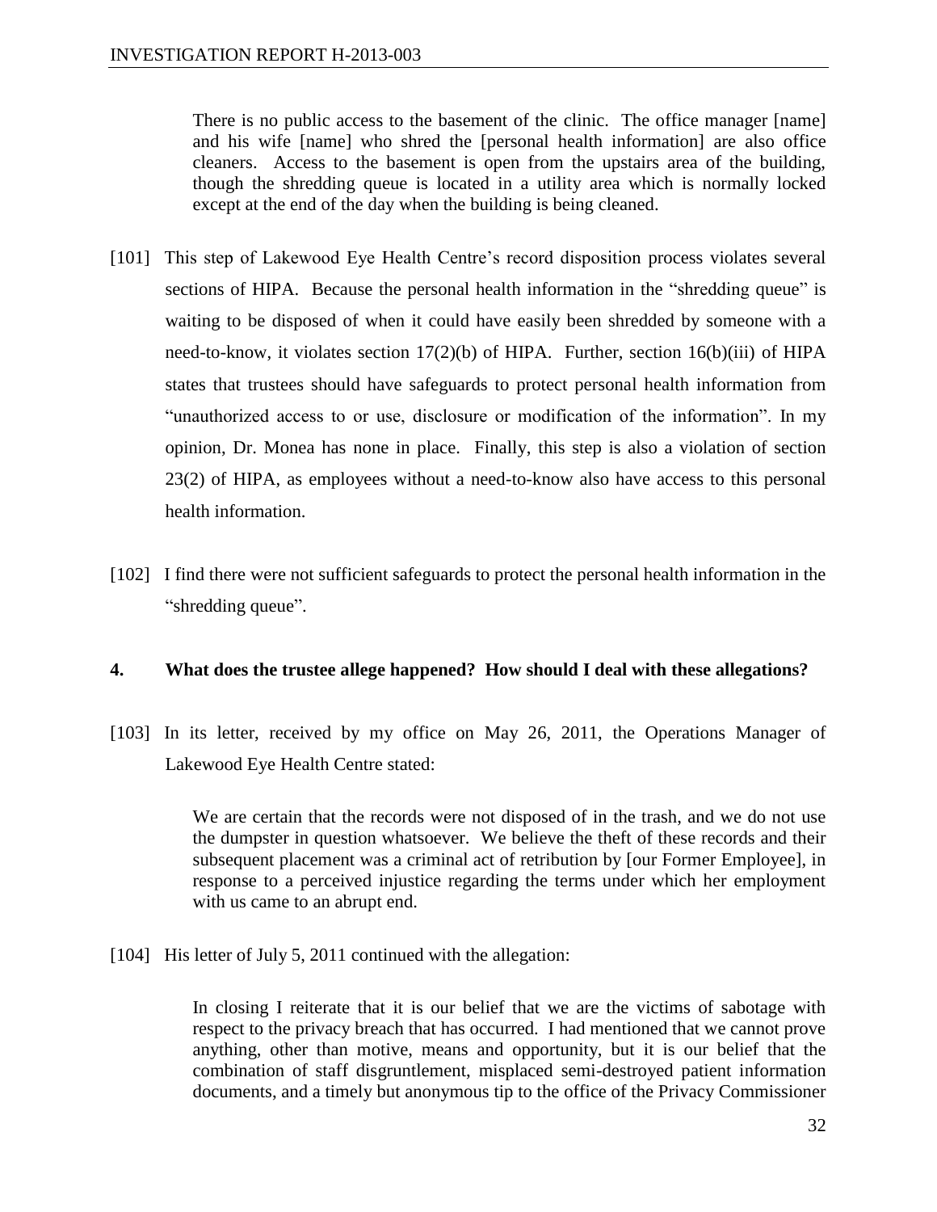> There is no public access to the basement of the clinic. The office manager [name] and his wife [name] who shred the [personal health information] are also office cleaners. Access to the basement is open from the upstairs area of the building, though the shredding queue is located in a utility area which is normally locked except at the end of the day when the building is being cleaned.

[101] This step of Lakewood Eye Health Centre's record disposition process violates several sections of HIPA. Because the personal health information in the "shredding queue" is waiting to be disposed of when it could have easily been shredded by someone with a need-to-know, it violates section 17(2)(b) of HIPA. Further, section 16(b)(iii) of HIPA states that trustees should have safeguards to protect personal health information from "unauthorized access to or use, disclosure or modification of the information". In my opinion, Dr. Monea has none in place. Finally, this step is also a violation of section 23(2) of HIPA, as employees without a need-to-know also have access to this personal health information.

[102] I find there were not sufficient safeguards to protect the personal health information in the "shredding queue".

### 4. What does the trustee allege happened? How should I deal with these allegations?

[103] In its letter, received by my office on May 26, 2011, the Operations Manager of Lakewood Eye Health Centre stated:

> We are certain that the records were not disposed of in the trash, and we do not use the dumpster in question whatsoever. We believe the theft of these records and their subsequent placement was a criminal act of retribution by [our Former Employee], in response to a perceived injustice regarding the terms under which her employment with us came to an abrupt end.

[104] His letter of July 5, 2011 continued with the allegation:

> In closing I reiterate that it is our belief that we are the victims of sabotage with respect to the privacy breach that has occurred. I had mentioned that we cannot prove anything, other than motive, means and opportunity, but it is our belief that the combination of staff disgruntlement, misplaced semi-destroyed patient information documents, and a timely but anonymous tip to the office of the Privacy Commissioner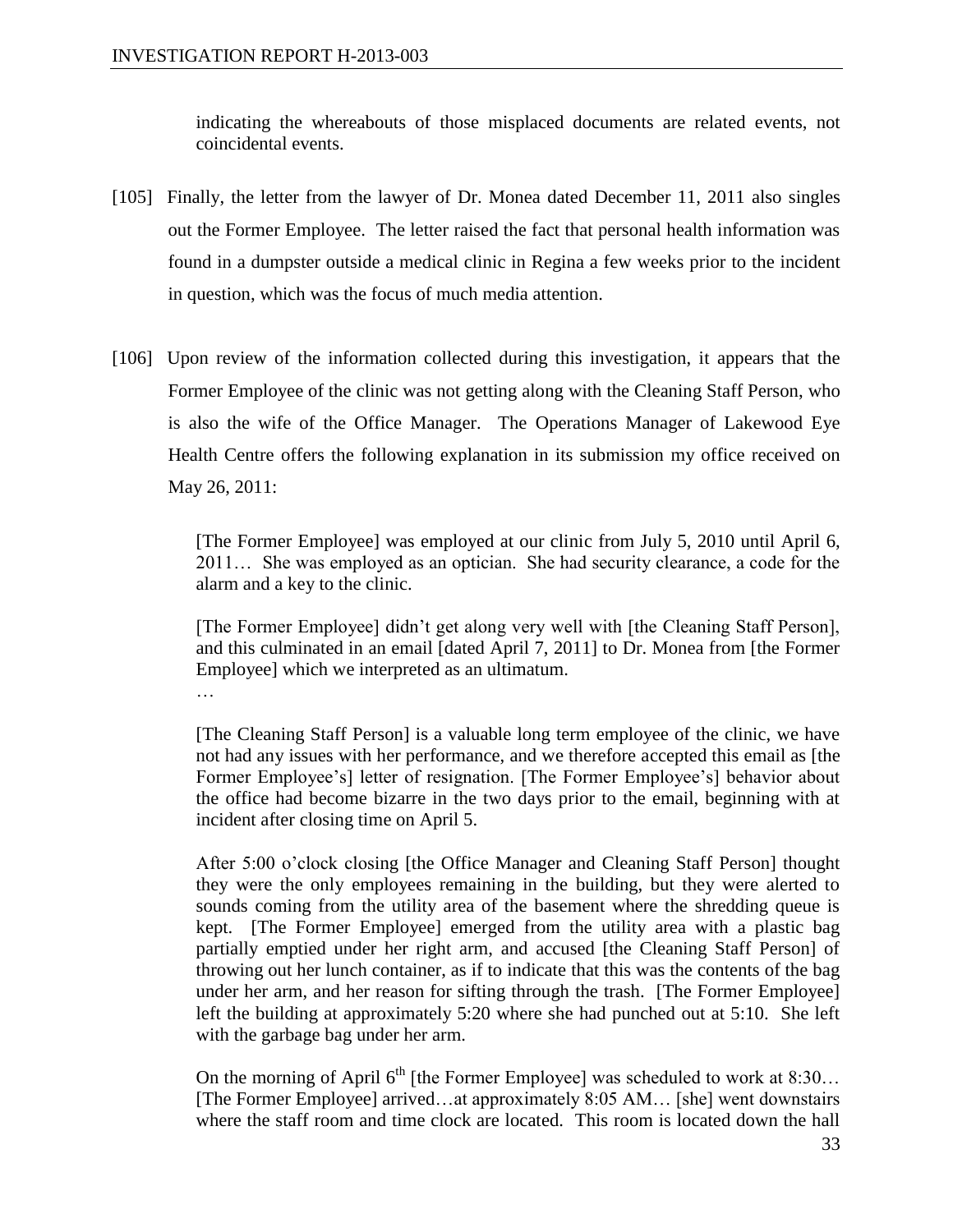indicating the whereabouts of those misplaced documents are related events, not coincidental events.

[105] Finally, the letter from the lawyer of Dr. Monea dated December 11, 2011 also singles out the Former Employee. The letter raised the fact that personal health information was found in a dumpster outside a medical clinic in Regina a few weeks prior to the incident in question, which was the focus of much media attention.

[106] Upon review of the information collected during this investigation, it appears that the Former Employee of the clinic was not getting along with the Cleaning Staff Person, who is also the wife of the Office Manager. The Operations Manager of Lakewood Eye Health Centre offers the following explanation in its submission my office received on May 26, 2011:

> [The Former Employee] was employed at our clinic from July 5, 2010 until April 6, 2011… She was employed as an optician. She had security clearance, a code for the alarm and a key to the clinic.
>
> [The Former Employee] didn't get along very well with [the Cleaning Staff Person], and this culminated in an email [dated April 7, 2011] to Dr. Monea from [the Former Employee] which we interpreted as an ultimatum.
>
> …
>
> [The Cleaning Staff Person] is a valuable long term employee of the clinic, we have not had any issues with her performance, and we therefore accepted this email as [the Former Employee's] letter of resignation. [The Former Employee's] behavior about the office had become bizarre in the two days prior to the email, beginning with at incident after closing time on April 5.
>
> After 5:00 o'clock closing [the Office Manager and Cleaning Staff Person] thought they were the only employees remaining in the building, but they were alerted to sounds coming from the utility area of the basement where the shredding queue is kept. [The Former Employee] emerged from the utility area with a plastic bag partially emptied under her right arm, and accused [the Cleaning Staff Person] of throwing out her lunch container, as if to indicate that this was the contents of the bag under her arm, and her reason for sifting through the trash. [The Former Employee] left the building at approximately 5:20 where she had punched out at 5:10. She left with the garbage bag under her arm.
>
> On the morning of April 6th [the Former Employee] was scheduled to work at 8:30… [The Former Employee] arrived…at approximately 8:05 AM… [she] went downstairs where the staff room and time clock are located. This room is located down the hall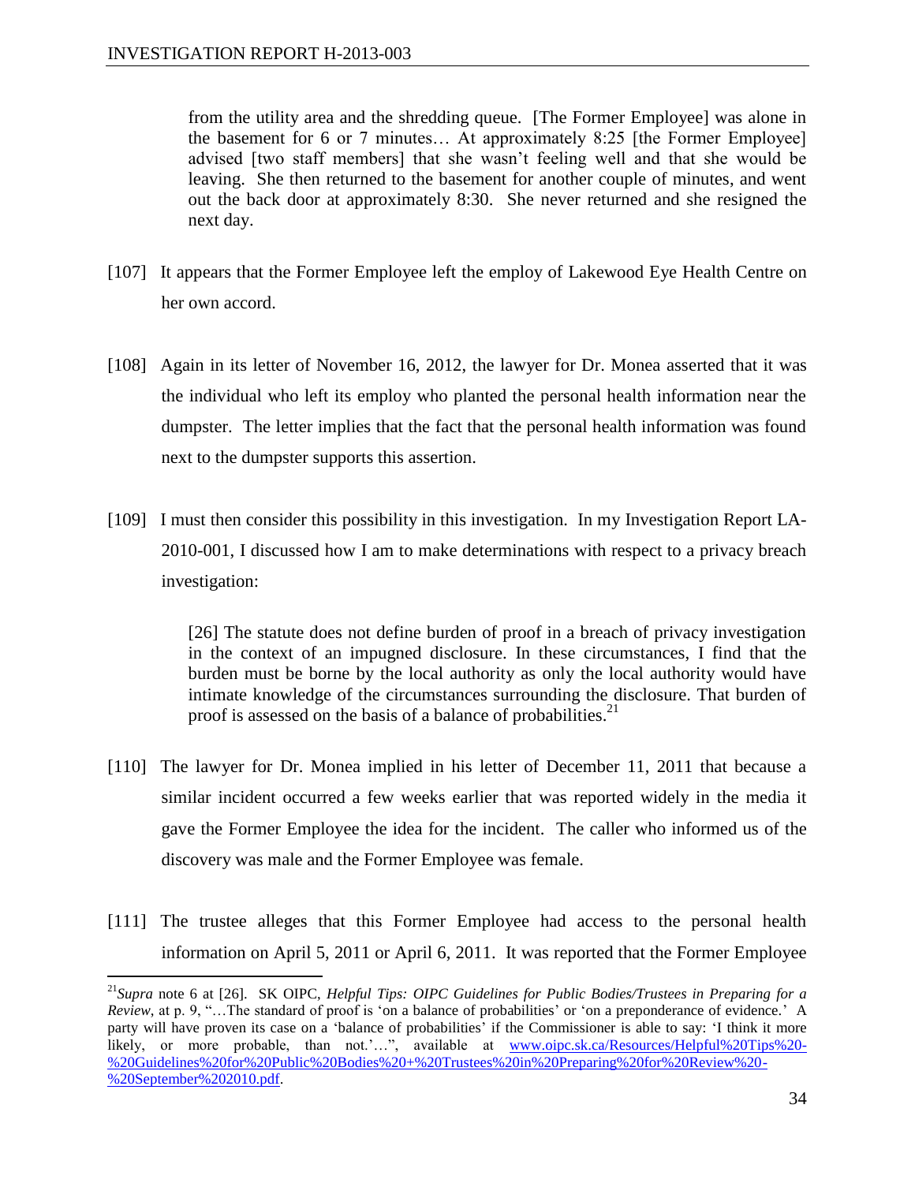> from the utility area and the shredding queue. [The Former Employee] was alone in the basement for 6 or 7 minutes… At approximately 8:25 [the Former Employee] advised [two staff members] that she wasn't feeling well and that she would be leaving. She then returned to the basement for another couple of minutes, and went out the back door at approximately 8:30. She never returned and she resigned the next day.

[107] It appears that the Former Employee left the employ of Lakewood Eye Health Centre on her own accord.

[108] Again in its letter of November 16, 2012, the lawyer for Dr. Monea asserted that it was the individual who left its employ who planted the personal health information near the dumpster. The letter implies that the fact that the personal health information was found next to the dumpster supports this assertion.

[109] I must then consider this possibility in this investigation. In my Investigation Report LA-2010-001, I discussed how I am to make determinations with respect to a privacy breach investigation:

> [26] The statute does not define burden of proof in a breach of privacy investigation in the context of an impugned disclosure. In these circumstances, I find that the burden must be borne by the local authority as only the local authority would have intimate knowledge of the circumstances surrounding the disclosure. That burden of proof is assessed on the basis of a balance of probabilities.[21]

[110] The lawyer for Dr. Monea implied in his letter of December 11, 2011 that because a similar incident occurred a few weeks earlier that was reported widely in the media it gave the Former Employee the idea for the incident. The caller who informed us of the discovery was male and the Former Employee was female.

[111] The trustee alleges that this Former Employee had access to the personal health information on April 5, 2011 or April 6, 2011. It was reported that the Former Employee

---

[21] *Supra* note 6 at [26]. SK OIPC, *Helpful Tips: OIPC Guidelines for Public Bodies/Trustees in Preparing for a Review*, at p. 9, "…The standard of proof is 'on a balance of probabilities' or 'on a preponderance of evidence.' A party will have proven its case on a 'balance of probabilities' if the Commissioner is able to say: 'I think it more likely, or more probable, than not.'…", available at www.oipc.sk.ca/Resources/Helpful%20Tips%20-%20Guidelines%20for%20Public%20Bodies%20+%20Trustees%20in%20Preparing%20for%20Review%20-%20September%202010.pdf.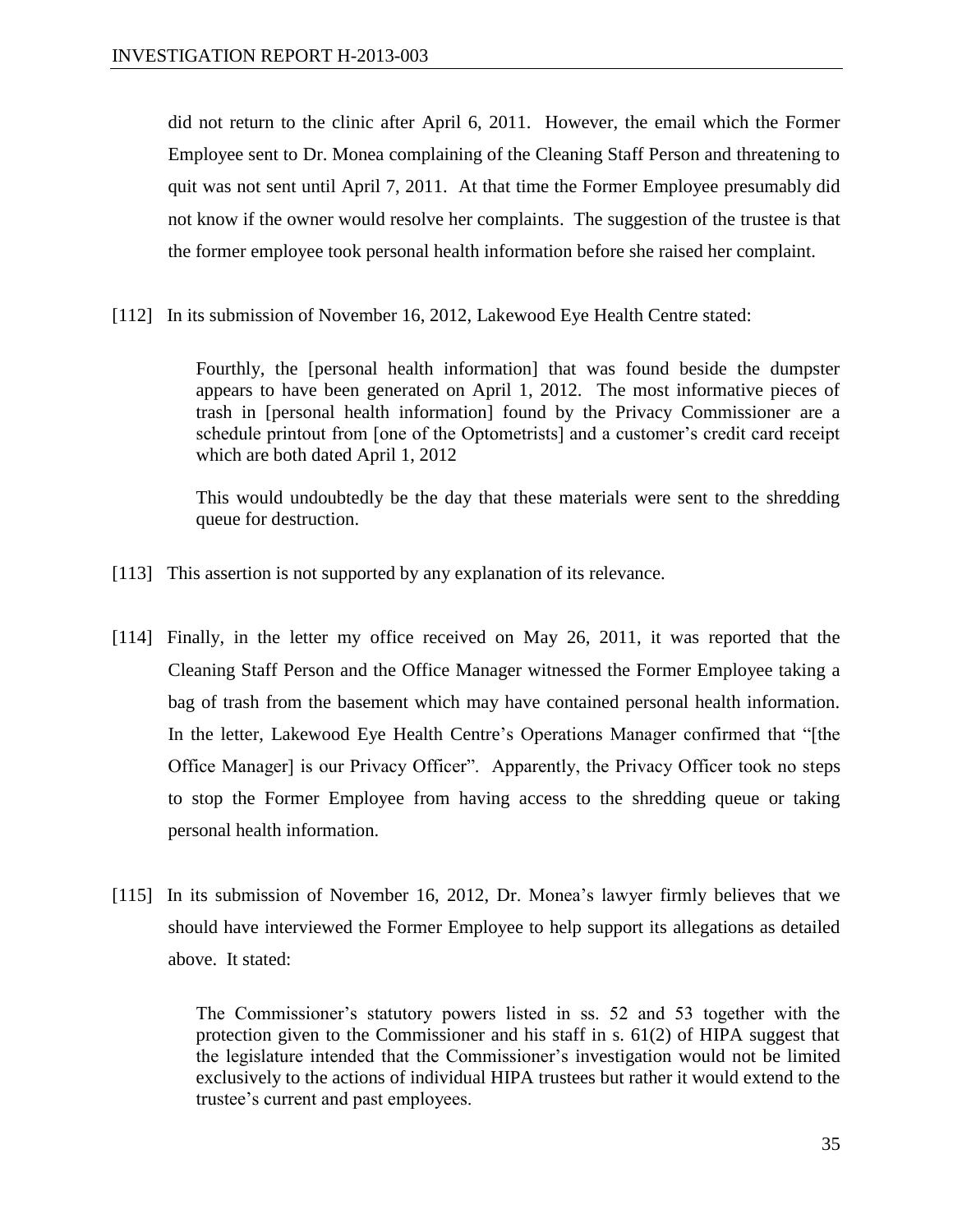did not return to the clinic after April 6, 2011. However, the email which the Former Employee sent to Dr. Monea complaining of the Cleaning Staff Person and threatening to quit was not sent until April 7, 2011. At that time the Former Employee presumably did not know if the owner would resolve her complaints. The suggestion of the trustee is that the former employee took personal health information before she raised her complaint.

[112] In its submission of November 16, 2012, Lakewood Eye Health Centre stated:

> Fourthly, the [personal health information] that was found beside the dumpster appears to have been generated on April 1, 2012. The most informative pieces of trash in [personal health information] found by the Privacy Commissioner are a schedule printout from [one of the Optometrists] and a customer's credit card receipt which are both dated April 1, 2012
>
> This would undoubtedly be the day that these materials were sent to the shredding queue for destruction.

[113] This assertion is not supported by any explanation of its relevance.

[114] Finally, in the letter my office received on May 26, 2011, it was reported that the Cleaning Staff Person and the Office Manager witnessed the Former Employee taking a bag of trash from the basement which may have contained personal health information. In the letter, Lakewood Eye Health Centre's Operations Manager confirmed that "[the Office Manager] is our Privacy Officer". Apparently, the Privacy Officer took no steps to stop the Former Employee from having access to the shredding queue or taking personal health information.

[115] In its submission of November 16, 2012, Dr. Monea's lawyer firmly believes that we should have interviewed the Former Employee to help support its allegations as detailed above. It stated:

> The Commissioner's statutory powers listed in ss. 52 and 53 together with the protection given to the Commissioner and his staff in s. 61(2) of HIPA suggest that the legislature intended that the Commissioner's investigation would not be limited exclusively to the actions of individual HIPA trustees but rather it would extend to the trustee's current and past employees.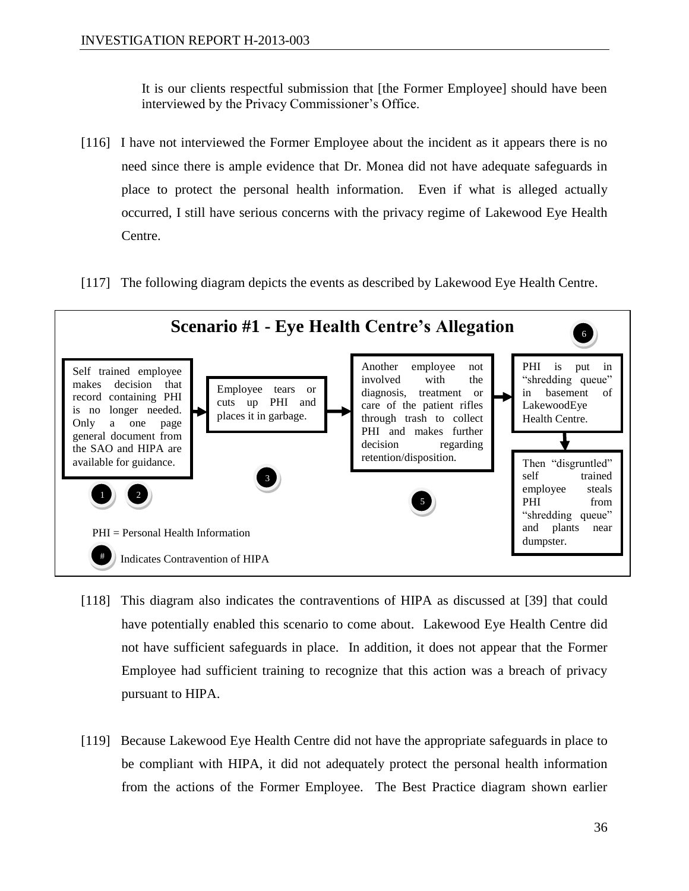It is our clients respectful submission that [the Former Employee] should have been interviewed by the Privacy Commissioner's Office.

[116] I have not interviewed the Former Employee about the incident as it appears there is no need since there is ample evidence that Dr. Monea did not have adequate safeguards in place to protect the personal health information. Even if what is alleged actually occurred, I still have serious concerns with the privacy regime of Lakewood Eye Health Centre.

[117] The following diagram depicts the events as described by Lakewood Eye Health Centre.

**Scenario #1 - Eye Health Centre's Allegation**

Self trained employee makes decision that record containing PHI is no longer needed. Only a one page general document from the SAO and HIPA are available for guidance. (1) (2)

→ Employee tears or cuts up PHI and places it in garbage. (3)

→ Another employee not involved with the diagnosis, treatment or care of the patient rifles through trash to collect PHI and makes further decision regarding retention/disposition. (5)

→ PHI is put in "shredding queue" in basement of LakewoodEye Health Centre. (6)

→ Then "disgruntled" self trained employee steals PHI from "shredding queue" and plants near dumpster.

PHI = Personal Health Information

(#) Indicates Contravention of HIPA

[118] This diagram also indicates the contraventions of HIPA as discussed at [39] that could have potentially enabled this scenario to come about. Lakewood Eye Health Centre did not have sufficient safeguards in place. In addition, it does not appear that the Former Employee had sufficient training to recognize that this action was a breach of privacy pursuant to HIPA.

[119] Because Lakewood Eye Health Centre did not have the appropriate safeguards in place to be compliant with HIPA, it did not adequately protect the personal health information from the actions of the Former Employee. The Best Practice diagram shown earlier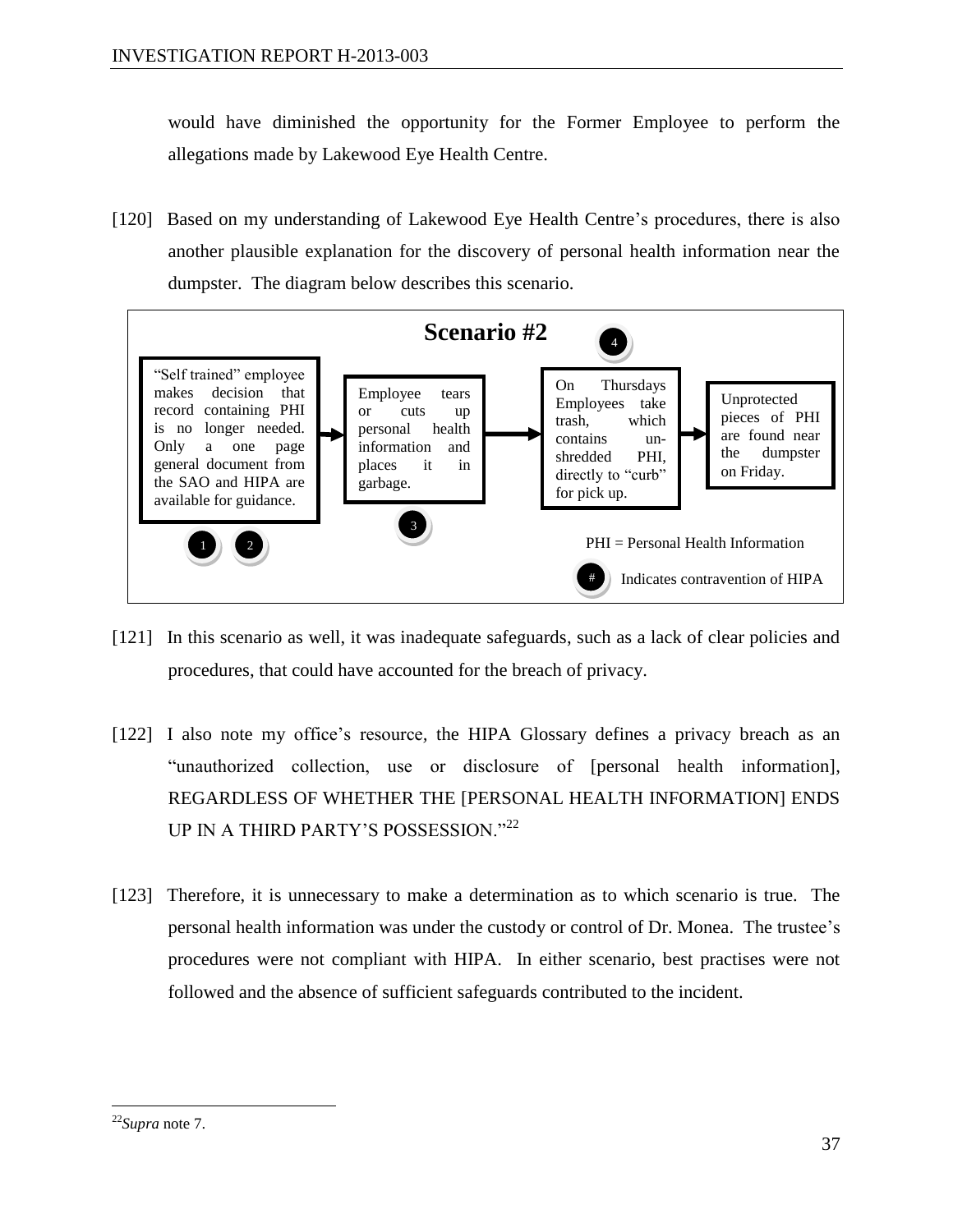would have diminished the opportunity for the Former Employee to perform the allegations made by Lakewood Eye Health Centre.

[120] Based on my understanding of Lakewood Eye Health Centre's procedures, there is also another plausible explanation for the discovery of personal health information near the dumpster. The diagram below describes this scenario.

**Scenario #2**

"Self trained" employee makes decision that record containing PHI is no longer needed. Only a one page general document from the SAO and HIPA are available for guidance. (1) (2) → Employee tears or cuts up personal health information and places it in garbage. (3) → On Thursdays Employees take trash, which contains un-shredded PHI, directly to "curb" for pick up. (4) → Unprotected pieces of PHI are found near the dumpster on Friday.

PHI = Personal Health Information

(#) Indicates contravention of HIPA

[121] In this scenario as well, it was inadequate safeguards, such as a lack of clear policies and procedures, that could have accounted for the breach of privacy.

[122] I also note my office's resource, the HIPA Glossary defines a privacy breach as an "unauthorized collection, use or disclosure of [personal health information], REGARDLESS OF WHETHER THE [PERSONAL HEALTH INFORMATION] ENDS UP IN A THIRD PARTY'S POSSESSION."[22]

[123] Therefore, it is unnecessary to make a determination as to which scenario is true. The personal health information was under the custody or control of Dr. Monea. The trustee's procedures were not compliant with HIPA. In either scenario, best practises were not followed and the absence of sufficient safeguards contributed to the incident.

---

[22] *Supra* note 7.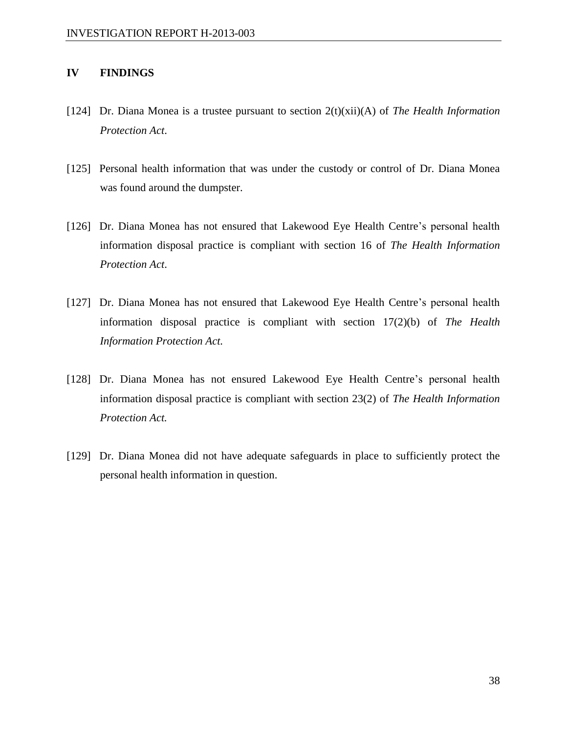## IV FINDINGS

[124] Dr. Diana Monea is a trustee pursuant to section 2(t)(xii)(A) of *The Health Information Protection Act*.

[125] Personal health information that was under the custody or control of Dr. Diana Monea was found around the dumpster.

[126] Dr. Diana Monea has not ensured that Lakewood Eye Health Centre's personal health information disposal practice is compliant with section 16 of *The Health Information Protection Act*.

[127] Dr. Diana Monea has not ensured that Lakewood Eye Health Centre's personal health information disposal practice is compliant with section 17(2)(b) of *The Health Information Protection Act.*

[128] Dr. Diana Monea has not ensured Lakewood Eye Health Centre's personal health information disposal practice is compliant with section 23(2) of *The Health Information Protection Act.*

[129] Dr. Diana Monea did not have adequate safeguards in place to sufficiently protect the personal health information in question.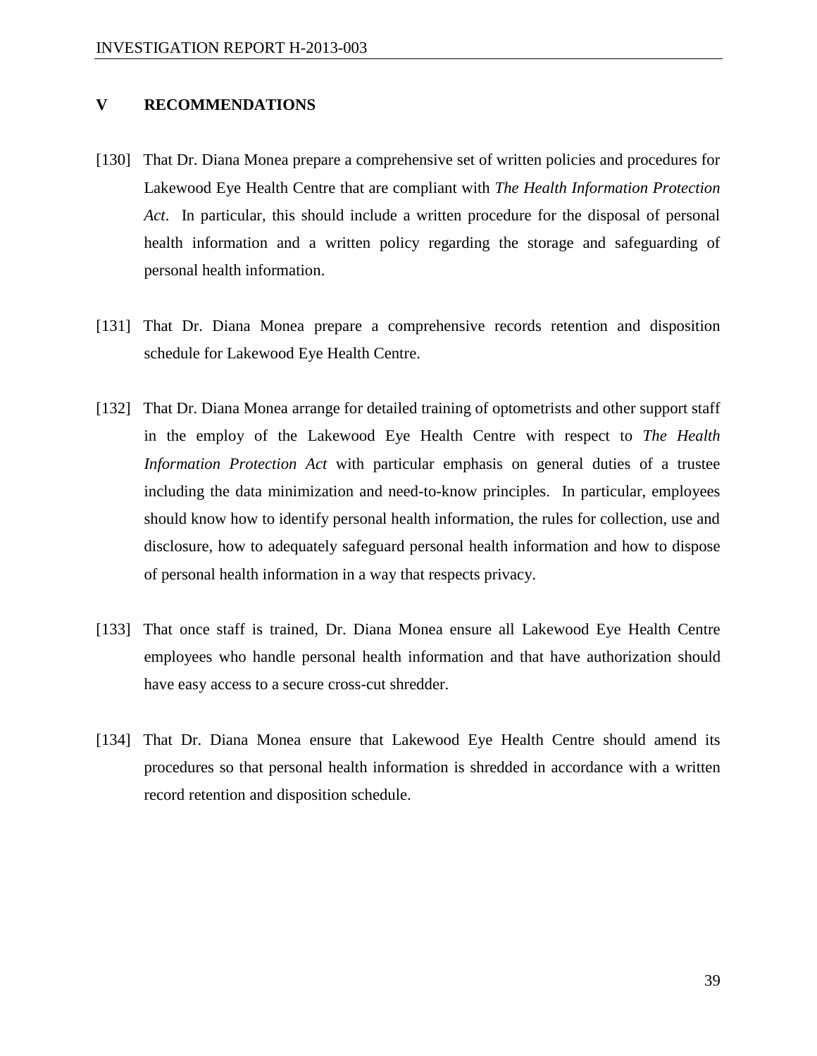## V RECOMMENDATIONS

[130] That Dr. Diana Monea prepare a comprehensive set of written policies and procedures for Lakewood Eye Health Centre that are compliant with *The Health Information Protection Act*. In particular, this should include a written procedure for the disposal of personal health information and a written policy regarding the storage and safeguarding of personal health information.

[131] That Dr. Diana Monea prepare a comprehensive records retention and disposition schedule for Lakewood Eye Health Centre.

[132] That Dr. Diana Monea arrange for detailed training of optometrists and other support staff in the employ of the Lakewood Eye Health Centre with respect to *The Health Information Protection Act* with particular emphasis on general duties of a trustee including the data minimization and need-to-know principles. In particular, employees should know how to identify personal health information, the rules for collection, use and disclosure, how to adequately safeguard personal health information and how to dispose of personal health information in a way that respects privacy.

[133] That once staff is trained, Dr. Diana Monea ensure all Lakewood Eye Health Centre employees who handle personal health information and that have authorization should have easy access to a secure cross-cut shredder.

[134] That Dr. Diana Monea ensure that Lakewood Eye Health Centre should amend its procedures so that personal health information is shredded in accordance with a written record retention and disposition schedule.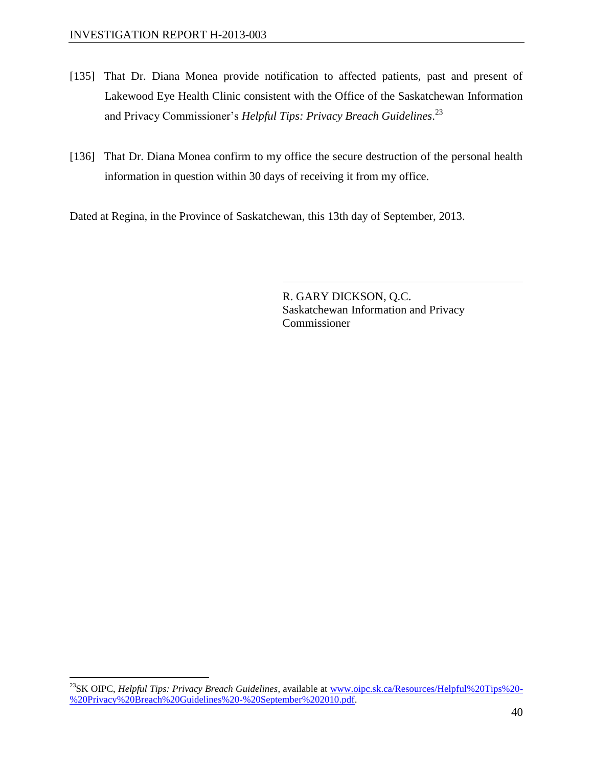[135] That Dr. Diana Monea provide notification to affected patients, past and present of Lakewood Eye Health Clinic consistent with the Office of the Saskatchewan Information and Privacy Commissioner's *Helpful Tips: Privacy Breach Guidelines*.[23]

[136] That Dr. Diana Monea confirm to my office the secure destruction of the personal health information in question within 30 days of receiving it from my office.

Dated at Regina, in the Province of Saskatchewan, this 13th day of September, 2013.

R. GARY DICKSON, Q.C.
Saskatchewan Information and Privacy Commissioner

---

[23] SK OIPC, *Helpful Tips: Privacy Breach Guidelines*, available at www.oipc.sk.ca/Resources/Helpful%20Tips%20-%20Privacy%20Breach%20Guidelines%20-%20September%202010.pdf.